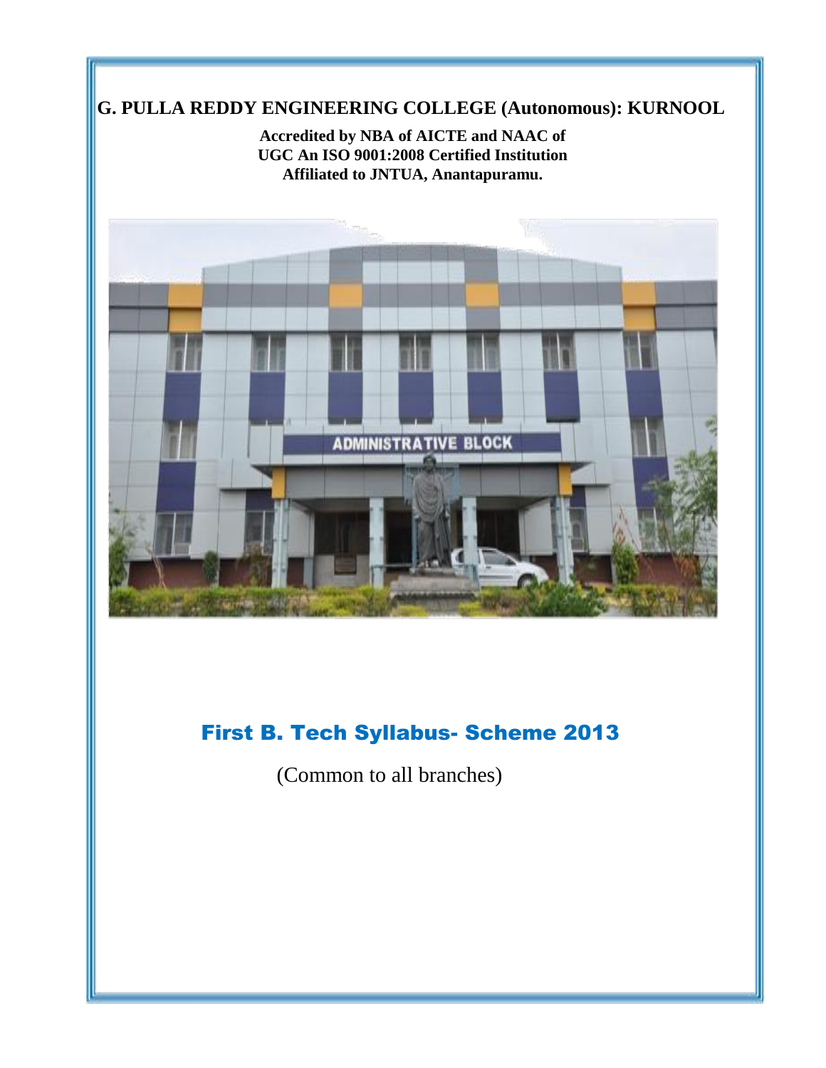# G. PULLA REDDY ENGINEERING COLLEGE (Autonomous): KURNOOL

**Accredited by NBA of AICTE and NAAC of UGC An ISO 9001:2008 Certified Institution**
**Affiliated to JNTUA, Anantapuramu.**

## First B. Tech Syllabus- Scheme 2013

(Common to all branches)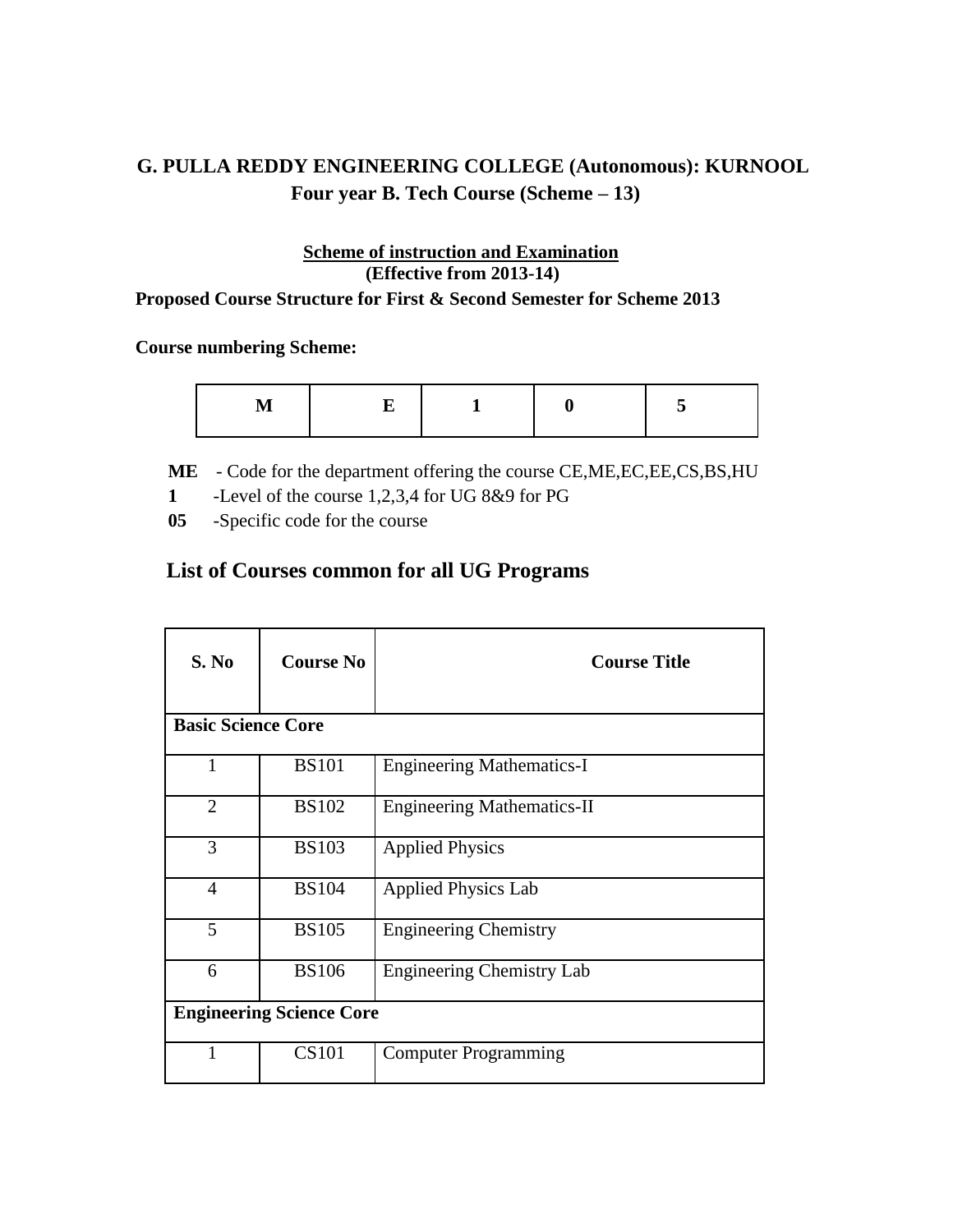## G. PULLA REDDY ENGINEERING COLLEGE (Autonomous): KURNOOL

### Four year B. Tech Course (Scheme – 13)

**Scheme of instruction and Examination**

**(Effective from 2013-14)**

**Proposed Course Structure for First & Second Semester for Scheme 2013**

**Course numbering Scheme:**

| M | E | 1 | 0 | 5 |
|---|---|---|---|---|

**ME** - Code for the department offering the course CE,ME,EC,EE,CS,BS,HU

**1** -Level of the course 1,2,3,4 for UG 8&9 for PG

**05** -Specific code for the course

### List of Courses common for all UG Programs

| S. No | Course No | Course Title |
|---|---|---|
| **Basic Science Core** | | |
| 1 | BS101 | Engineering Mathematics-I |
| 2 | BS102 | Engineering Mathematics-II |
| 3 | BS103 | Applied Physics |
| 4 | BS104 | Applied Physics Lab |
| 5 | BS105 | Engineering Chemistry |
| 6 | BS106 | Engineering Chemistry Lab |
| **Engineering Science Core** | | |
| 1 | CS101 | Computer Programming |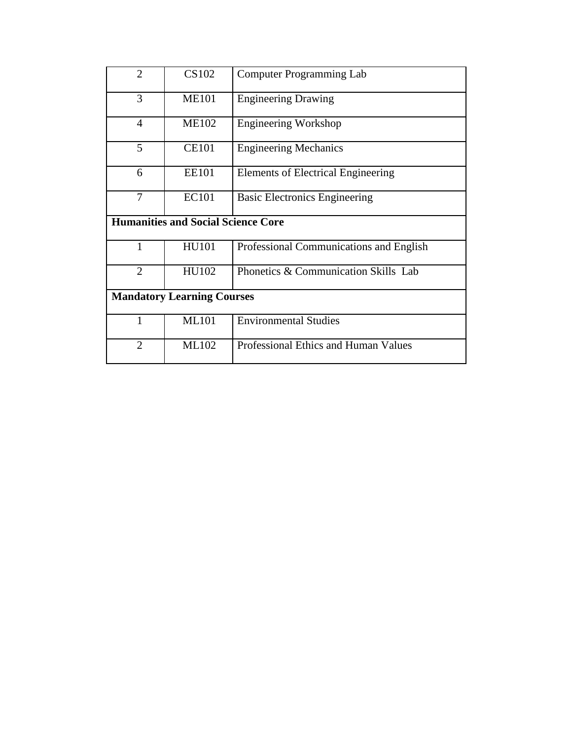| | | |
|---|---|---|
| 2 | CS102 | Computer Programming Lab |
| 3 | ME101 | Engineering Drawing |
| 4 | ME102 | Engineering Workshop |
| 5 | CE101 | Engineering Mechanics |
| 6 | EE101 | Elements of Electrical Engineering |
| 7 | EC101 | Basic Electronics Engineering |
| **Humanities and Social Science Core** | | |
| 1 | HU101 | Professional Communications and English |
| 2 | HU102 | Phonetics & Communication Skills Lab |
| **Mandatory Learning Courses** | | |
| 1 | ML101 | Environmental Studies |
| 2 | ML102 | Professional Ethics and Human Values |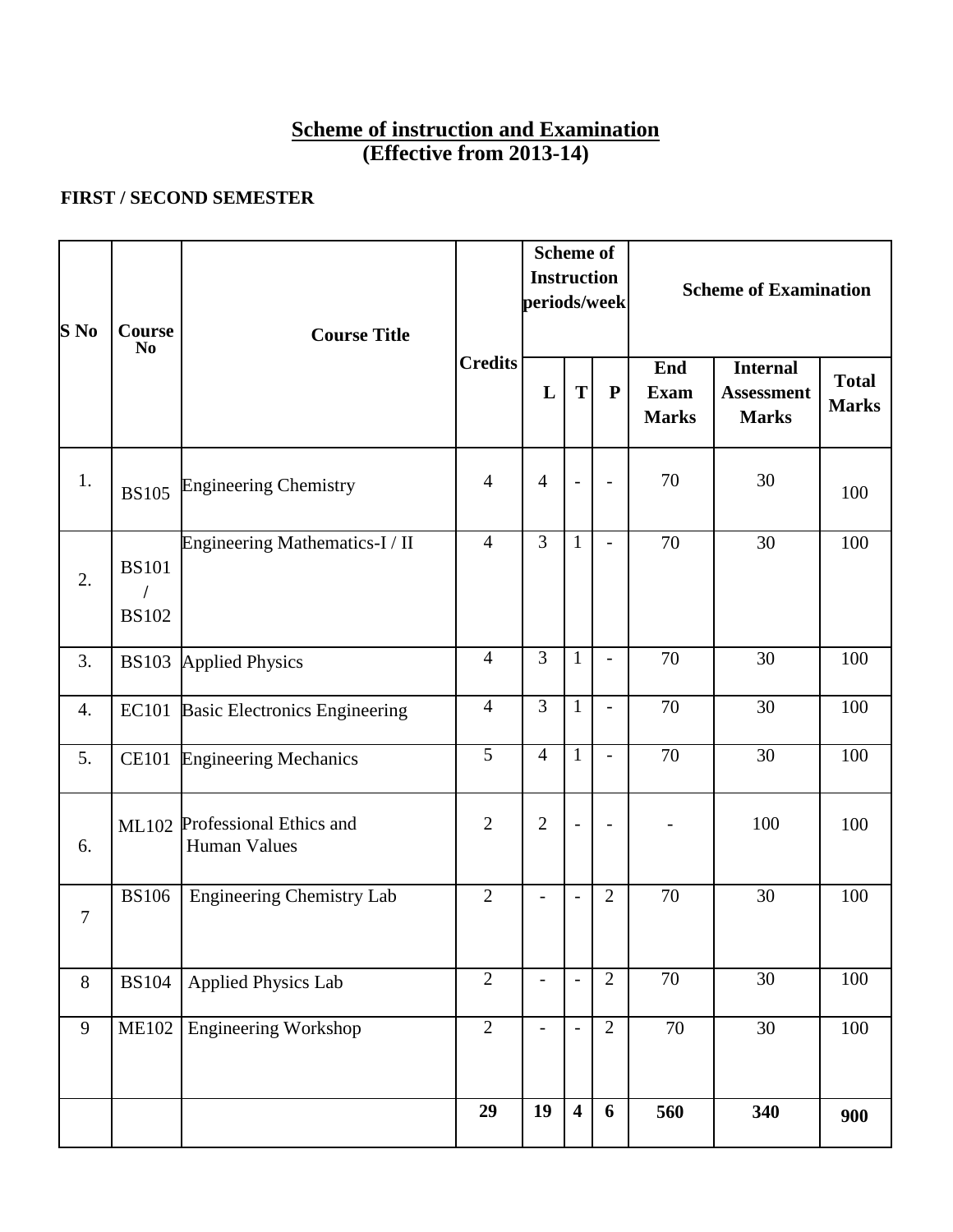# Scheme of instruction and Examination
## (Effective from 2013-14)

**FIRST / SECOND SEMESTER**

| S No | Course No | Course Title | Credits | Scheme of Instruction periods/week | | | Scheme of Examination | | |
|---|---|---|---|---|---|---|---|---|---|
| | | | | L | T | P | End Exam Marks | Internal Assessment Marks | Total Marks |
| 1. | BS105 | Engineering Chemistry | 4 | 4 | - | - | 70 | 30 | 100 |
| 2. | BS101 / BS102 | Engineering Mathematics-I / II | 4 | 3 | 1 | - | 70 | 30 | 100 |
| 3. | BS103 | Applied Physics | 4 | 3 | 1 | - | 70 | 30 | 100 |
| 4. | EC101 | Basic Electronics Engineering | 4 | 3 | 1 | - | 70 | 30 | 100 |
| 5. | CE101 | Engineering Mechanics | 5 | 4 | 1 | - | 70 | 30 | 100 |
| 6. | ML102 | Professional Ethics and Human Values | 2 | 2 | - | - | - | 100 | 100 |
| 7 | BS106 | Engineering Chemistry Lab | 2 | - | - | 2 | 70 | 30 | 100 |
| 8 | BS104 | Applied Physics Lab | 2 | - | - | 2 | 70 | 30 | 100 |
| 9 | ME102 | Engineering Workshop | 2 | - | - | 2 | 70 | 30 | 100 |
| | | | **29** | **19** | **4** | **6** | **560** | **340** | **900** |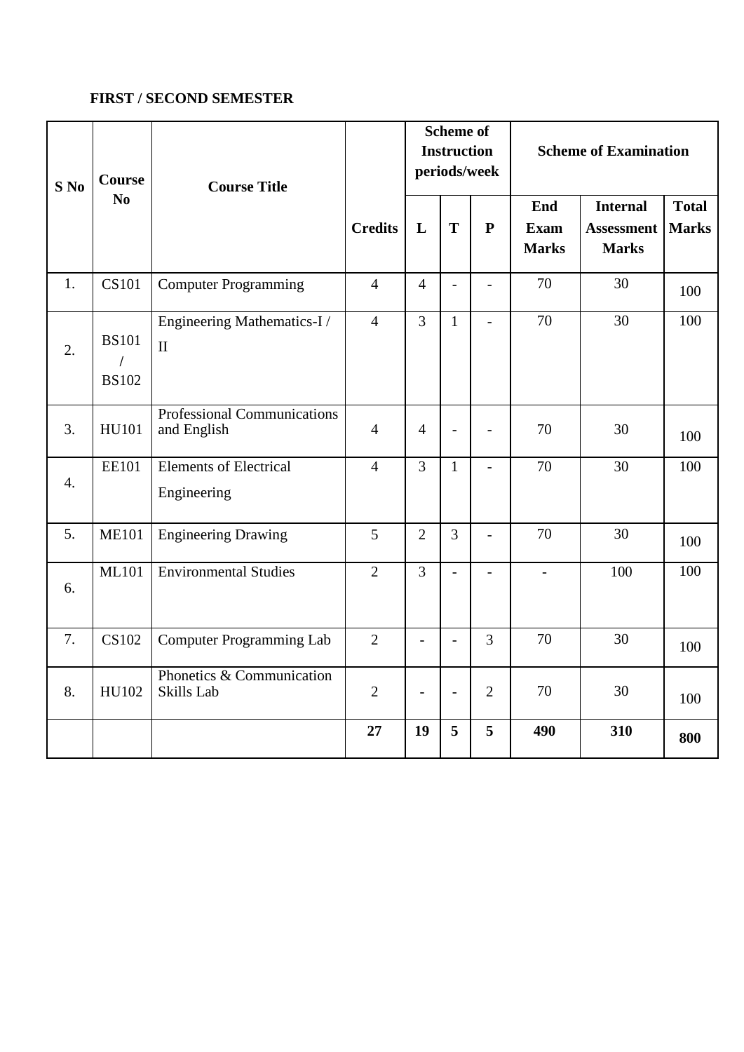**FIRST / SECOND SEMESTER**

| S No | Course No | Course Title | Credits | Scheme of Instruction periods/week | | | Scheme of Examination | | |
|---|---|---|---|---|---|---|---|---|---|
| | | | | L | T | P | End Exam Marks | Internal Assessment Marks | Total Marks |
| 1. | CS101 | Computer Programming | 4 | 4 | - | - | 70 | 30 | 100 |
| 2. | BS101 / BS102 | Engineering Mathematics-I / II | 4 | 3 | 1 | - | 70 | 30 | 100 |
| 3. | HU101 | Professional Communications and English | 4 | 4 | - | - | 70 | 30 | 100 |
| 4. | EE101 | Elements of Electrical Engineering | 4 | 3 | 1 | - | 70 | 30 | 100 |
| 5. | ME101 | Engineering Drawing | 5 | 2 | 3 | - | 70 | 30 | 100 |
| 6. | ML101 | Environmental Studies | 2 | 3 | - | - | - | 100 | 100 |
| 7. | CS102 | Computer Programming Lab | 2 | - | - | 3 | 70 | 30 | 100 |
| 8. | HU102 | Phonetics & Communication Skills Lab | 2 | - | - | 2 | 70 | 30 | 100 |
| | | | **27** | **19** | **5** | **5** | **490** | **310** | **800** |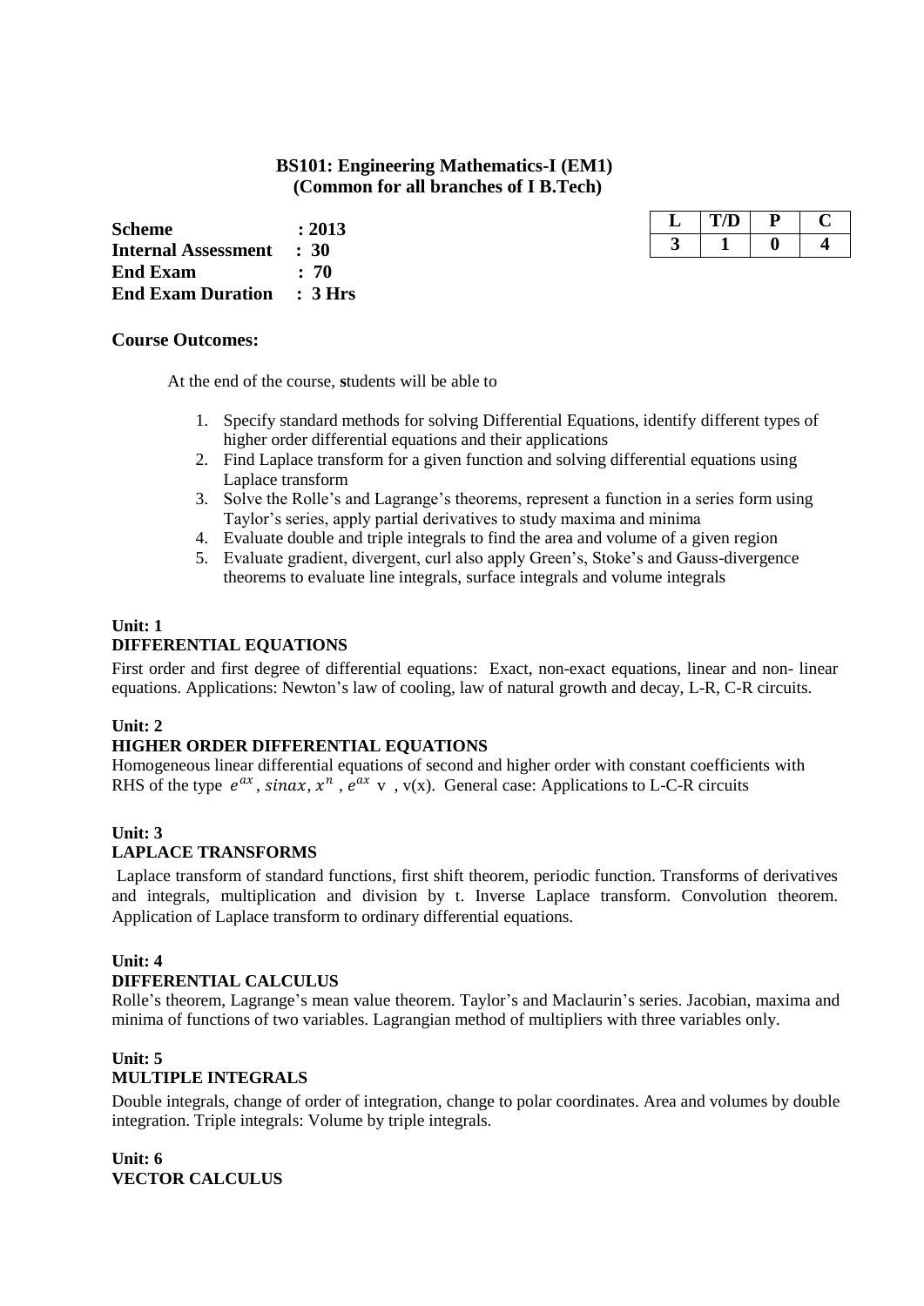### BS101: Engineering Mathematics-I (EM1)
### (Common for all branches of I B.Tech)

**Scheme** : **2013**
**Internal Assessment** : **30**
**End Exam** : **70**
**End Exam Duration** : **3 Hrs**

| L | T/D | P | C |
|---|---|---|---|
| 3 | 1 | 0 | 4 |

**Course Outcomes:**

At the end of the course, students will be able to

1. Specify standard methods for solving Differential Equations, identify different types of higher order differential equations and their applications
2. Find Laplace transform for a given function and solving differential equations using Laplace transform
3. Solve the Rolle's and Lagrange's theorems, represent a function in a series form using Taylor's series, apply partial derivatives to study maxima and minima
4. Evaluate double and triple integrals to find the area and volume of a given region
5. Evaluate gradient, divergent, curl also apply Green's, Stoke's and Gauss-divergence theorems to evaluate line integrals, surface integrals and volume integrals

**Unit: 1**
**DIFFERENTIAL EQUATIONS**

First order and first degree of differential equations: Exact, non-exact equations, linear and non- linear equations. Applications: Newton's law of cooling, law of natural growth and decay, L-R, C-R circuits.

**Unit: 2**
**HIGHER ORDER DIFFERENTIAL EQUATIONS**

Homogeneous linear differential equations of second and higher order with constant coefficients with RHS of the type $e^{ax}$, $sinax$, $x^n$, $e^{ax}$ v , v(x). General case: Applications to L-C-R circuits

**Unit: 3**
**LAPLACE TRANSFORMS**

Laplace transform of standard functions, first shift theorem, periodic function. Transforms of derivatives and integrals, multiplication and division by t. Inverse Laplace transform. Convolution theorem. Application of Laplace transform to ordinary differential equations.

**Unit: 4**
**DIFFERENTIAL CALCULUS**

Rolle's theorem, Lagrange's mean value theorem. Taylor's and Maclaurin's series. Jacobian, maxima and minima of functions of two variables. Lagrangian method of multipliers with three variables only.

**Unit: 5**
**MULTIPLE INTEGRALS**

Double integrals, change of order of integration, change to polar coordinates. Area and volumes by double integration. Triple integrals: Volume by triple integrals.

**Unit: 6**
**VECTOR CALCULUS**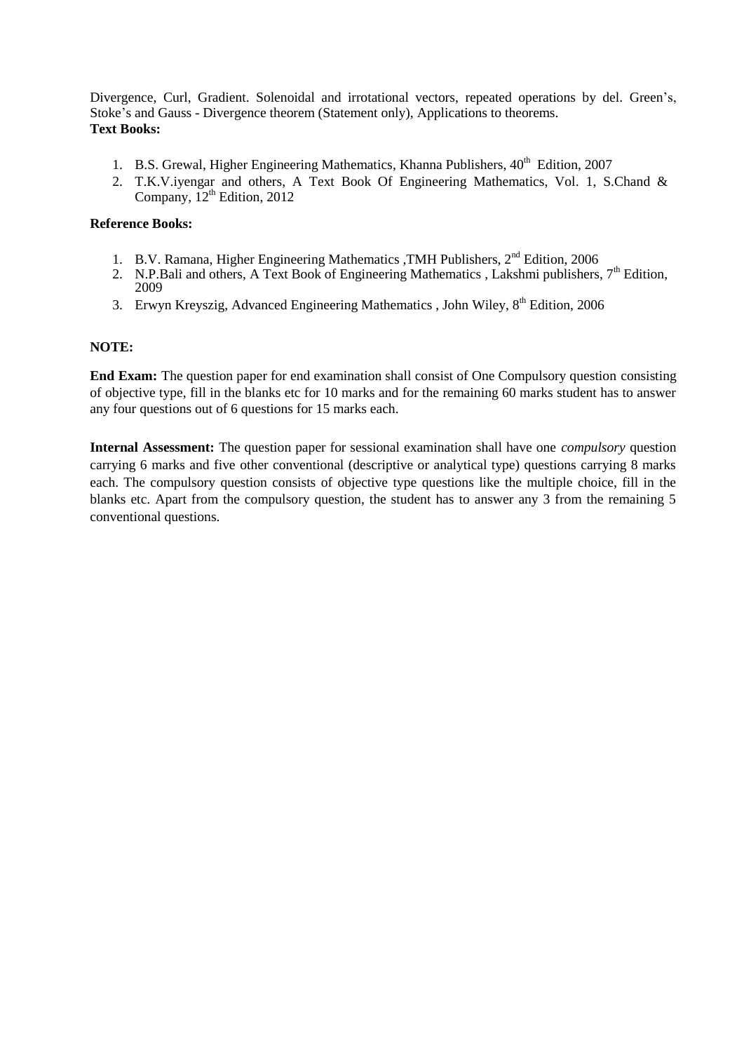Divergence, Curl, Gradient. Solenoidal and irrotational vectors, repeated operations by del. Green's, Stoke's and Gauss - Divergence theorem (Statement only), Applications to theorems.

**Text Books:**

1. B.S. Grewal, Higher Engineering Mathematics, Khanna Publishers, $40^{th}$ Edition, 2007
2. T.K.V.iyengar and others, A Text Book Of Engineering Mathematics, Vol. 1, S.Chand & Company, $12^{th}$ Edition, 2012

**Reference Books:**

1. B.V. Ramana, Higher Engineering Mathematics ,TMH Publishers, $2^{nd}$ Edition, 2006
2. N.P.Bali and others, A Text Book of Engineering Mathematics , Lakshmi publishers, $7^{th}$ Edition, 2009
3. Erwyn Kreyszig, Advanced Engineering Mathematics , John Wiley, $8^{th}$ Edition, 2006

**NOTE:**

**End Exam:** The question paper for end examination shall consist of One Compulsory question consisting of objective type, fill in the blanks etc for 10 marks and for the remaining 60 marks student has to answer any four questions out of 6 questions for 15 marks each.

**Internal Assessment:** The question paper for sessional examination shall have one *compulsory* question carrying 6 marks and five other conventional (descriptive or analytical type) questions carrying 8 marks each. The compulsory question consists of objective type questions like the multiple choice, fill in the blanks etc. Apart from the compulsory question, the student has to answer any 3 from the remaining 5 conventional questions.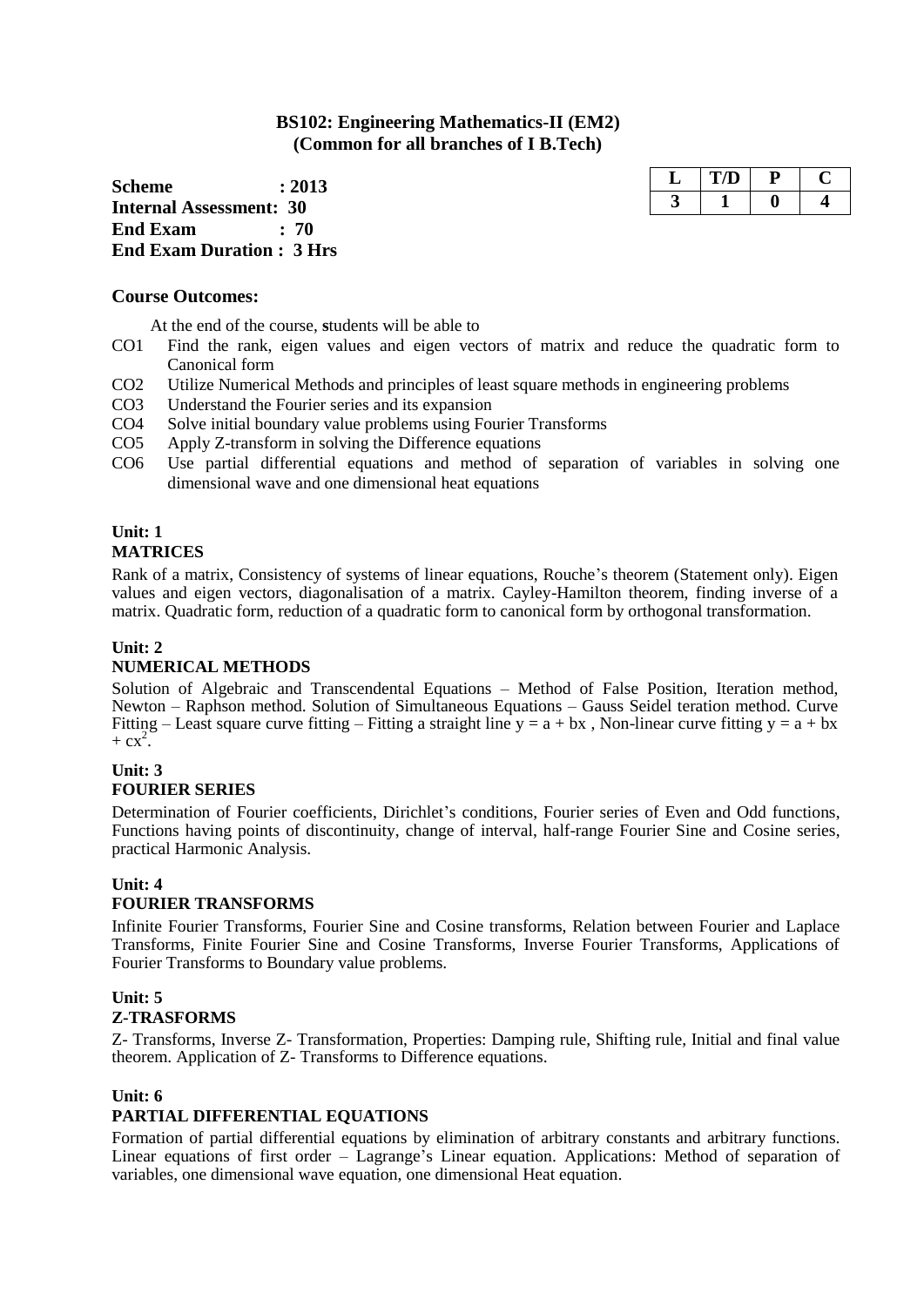## BS102: Engineering Mathematics-II (EM2)
## (Common for all branches of I B.Tech)

**Scheme : 2013**
**Internal Assessment: 30**
**End Exam : 70**
**End Exam Duration : 3 Hrs**

| L | T/D | P | C |
|---|---|---|---|
| 3 | 1 | 0 | 4 |

### Course Outcomes:

At the end of the course, students will be able to

- CO1 Find the rank, eigen values and eigen vectors of matrix and reduce the quadratic form to Canonical form
- CO2 Utilize Numerical Methods and principles of least square methods in engineering problems
- CO3 Understand the Fourier series and its expansion
- CO4 Solve initial boundary value problems using Fourier Transforms
- CO5 Apply Z-transform in solving the Difference equations
- CO6 Use partial differential equations and method of separation of variables in solving one dimensional wave and one dimensional heat equations

### Unit: 1
### MATRICES

Rank of a matrix, Consistency of systems of linear equations, Rouche's theorem (Statement only). Eigen values and eigen vectors, diagonalisation of a matrix. Cayley-Hamilton theorem, finding inverse of a matrix. Quadratic form, reduction of a quadratic form to canonical form by orthogonal transformation.

### Unit: 2
### NUMERICAL METHODS

Solution of Algebraic and Transcendental Equations – Method of False Position, Iteration method, Newton – Raphson method. Solution of Simultaneous Equations – Gauss Seidel teration method. Curve Fitting – Least square curve fitting – Fitting a straight line $y = a + bx$ , Non-linear curve fitting $y = a + bx + cx^2$.

### Unit: 3
### FOURIER SERIES

Determination of Fourier coefficients, Dirichlet's conditions, Fourier series of Even and Odd functions, Functions having points of discontinuity, change of interval, half-range Fourier Sine and Cosine series, practical Harmonic Analysis.

### Unit: 4
### FOURIER TRANSFORMS

Infinite Fourier Transforms, Fourier Sine and Cosine transforms, Relation between Fourier and Laplace Transforms, Finite Fourier Sine and Cosine Transforms, Inverse Fourier Transforms, Applications of Fourier Transforms to Boundary value problems.

### Unit: 5
### Z-TRASFORMS

Z- Transforms, Inverse Z- Transformation, Properties: Damping rule, Shifting rule, Initial and final value theorem. Application of Z- Transforms to Difference equations.

### Unit: 6
### PARTIAL DIFFERENTIAL EQUATIONS

Formation of partial differential equations by elimination of arbitrary constants and arbitrary functions. Linear equations of first order – Lagrange's Linear equation. Applications: Method of separation of variables, one dimensional wave equation, one dimensional Heat equation.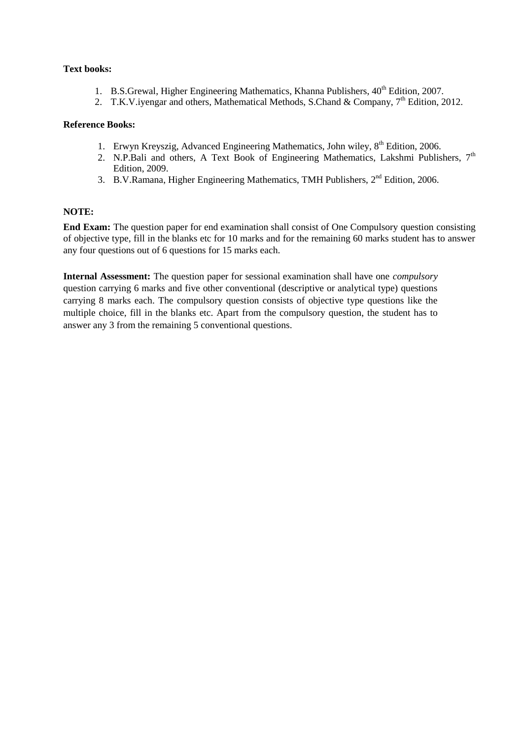**Text books:**

1. B.S.Grewal, Higher Engineering Mathematics, Khanna Publishers, 40th Edition, 2007.
2. T.K.V.iyengar and others, Mathematical Methods, S.Chand & Company, 7th Edition, 2012.

**Reference Books:**

1. Erwyn Kreyszig, Advanced Engineering Mathematics, John wiley, 8th Edition, 2006.
2. N.P.Bali and others, A Text Book of Engineering Mathematics, Lakshmi Publishers, 7th Edition, 2009.
3. B.V.Ramana, Higher Engineering Mathematics, TMH Publishers, 2nd Edition, 2006.

**NOTE:**

**End Exam:** The question paper for end examination shall consist of One Compulsory question consisting of objective type, fill in the blanks etc for 10 marks and for the remaining 60 marks student has to answer any four questions out of 6 questions for 15 marks each.

**Internal Assessment:** The question paper for sessional examination shall have one *compulsory* question carrying 6 marks and five other conventional (descriptive or analytical type) questions carrying 8 marks each. The compulsory question consists of objective type questions like the multiple choice, fill in the blanks etc. Apart from the compulsory question, the student has to answer any 3 from the remaining 5 conventional questions.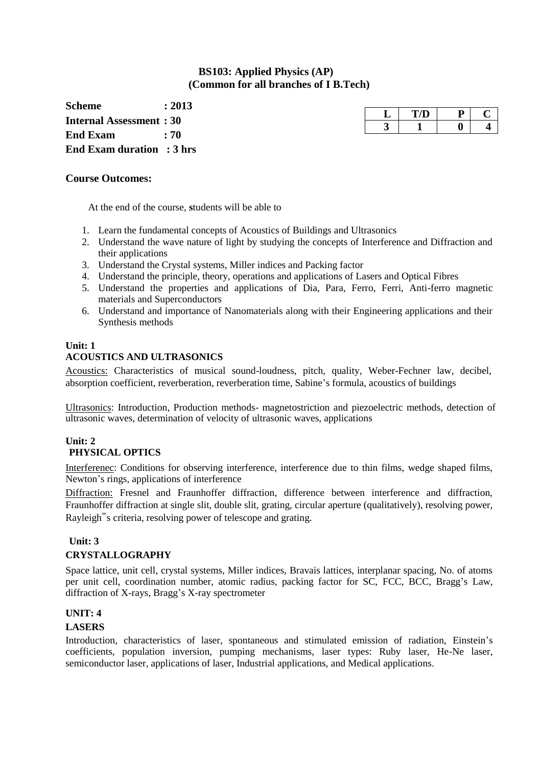## BS103: Applied Physics (AP)
### (Common for all branches of I B.Tech)

**Scheme : 2013**
**Internal Assessment : 30**
**End Exam : 70**
**End Exam duration : 3 hrs**

| L | T/D | P | C |
|---|---|---|---|
| 3 | 1 | 0 | 4 |

**Course Outcomes:**

At the end of the course, students will be able to

1. Learn the fundamental concepts of Acoustics of Buildings and Ultrasonics
2. Understand the wave nature of light by studying the concepts of Interference and Diffraction and their applications
3. Understand the Crystal systems, Miller indices and Packing factor
4. Understand the principle, theory, operations and applications of Lasers and Optical Fibres
5. Understand the properties and applications of Dia, Para, Ferro, Ferri, Anti-ferro magnetic materials and Superconductors
6. Understand and importance of Nanomaterials along with their Engineering applications and their Synthesis methods

**Unit: 1**
**ACOUSTICS AND ULTRASONICS**

Acoustics: Characteristics of musical sound-loudness, pitch, quality, Weber-Fechner law, decibel, absorption coefficient, reverberation, reverberation time, Sabine's formula, acoustics of buildings

Ultrasonics: Introduction, Production methods- magnetostriction and piezoelectric methods, detection of ultrasonic waves, determination of velocity of ultrasonic waves, applications

**Unit: 2**
**PHYSICAL OPTICS**

Interferenec: Conditions for observing interference, interference due to thin films, wedge shaped films, Newton's rings, applications of interference

Diffraction: Fresnel and Fraunhoffer diffraction, difference between interference and diffraction, Fraunhoffer diffraction at single slit, double slit, grating, circular aperture (qualitatively), resolving power, Rayleigh‟s criteria, resolving power of telescope and grating.

**Unit: 3**
**CRYSTALLOGRAPHY**

Space lattice, unit cell, crystal systems, Miller indices, Bravais lattices, interplanar spacing, No. of atoms per unit cell, coordination number, atomic radius, packing factor for SC, FCC, BCC, Bragg's Law, diffraction of X-rays, Bragg's X-ray spectrometer

**UNIT: 4**
**LASERS**

Introduction, characteristics of laser, spontaneous and stimulated emission of radiation, Einstein's coefficients, population inversion, pumping mechanisms, laser types: Ruby laser, He-Ne laser, semiconductor laser, applications of laser, Industrial applications, and Medical applications.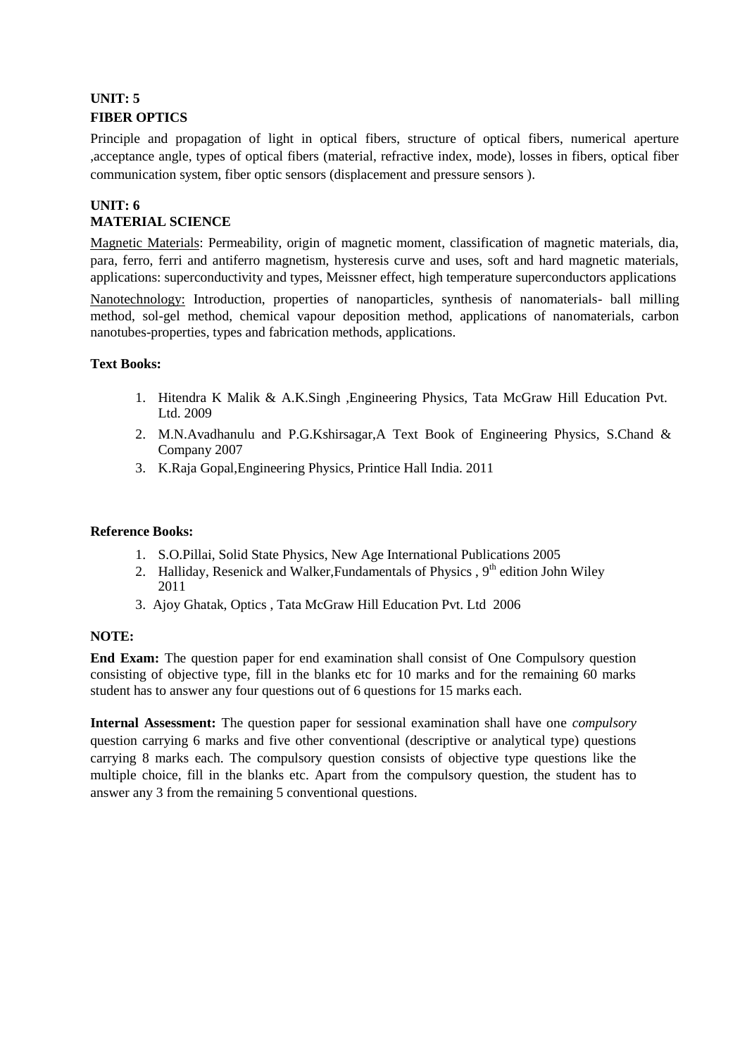## UNIT: 5
## FIBER OPTICS

Principle and propagation of light in optical fibers, structure of optical fibers, numerical aperture ,acceptance angle, types of optical fibers (material, refractive index, mode), losses in fibers, optical fiber communication system, fiber optic sensors (displacement and pressure sensors ).

## UNIT: 6
## MATERIAL SCIENCE

Magnetic Materials: Permeability, origin of magnetic moment, classification of magnetic materials, dia, para, ferro, ferri and antiferro magnetism, hysteresis curve and uses, soft and hard magnetic materials, applications: superconductivity and types, Meissner effect, high temperature superconductors applications

Nanotechnology: Introduction, properties of nanoparticles, synthesis of nanomaterials- ball milling method, sol-gel method, chemical vapour deposition method, applications of nanomaterials, carbon nanotubes-properties, types and fabrication methods, applications.

**Text Books:**

1. Hitendra K Malik & A.K.Singh ,Engineering Physics, Tata McGraw Hill Education Pvt. Ltd. 2009
2. M.N.Avadhanulu and P.G.Kshirsagar,A Text Book of Engineering Physics, S.Chand & Company 2007
3. K.Raja Gopal,Engineering Physics, Printice Hall India. 2011

**Reference Books:**

1. S.O.Pillai, Solid State Physics, New Age International Publications 2005
2. Halliday, Resenick and Walker,Fundamentals of Physics , 9th edition John Wiley 2011
3. Ajoy Ghatak, Optics , Tata McGraw Hill Education Pvt. Ltd 2006

**NOTE:**

**End Exam:** The question paper for end examination shall consist of One Compulsory question consisting of objective type, fill in the blanks etc for 10 marks and for the remaining 60 marks student has to answer any four questions out of 6 questions for 15 marks each.

**Internal Assessment:** The question paper for sessional examination shall have one *compulsory* question carrying 6 marks and five other conventional (descriptive or analytical type) questions carrying 8 marks each. The compulsory question consists of objective type questions like the multiple choice, fill in the blanks etc. Apart from the compulsory question, the student has to answer any 3 from the remaining 5 conventional questions.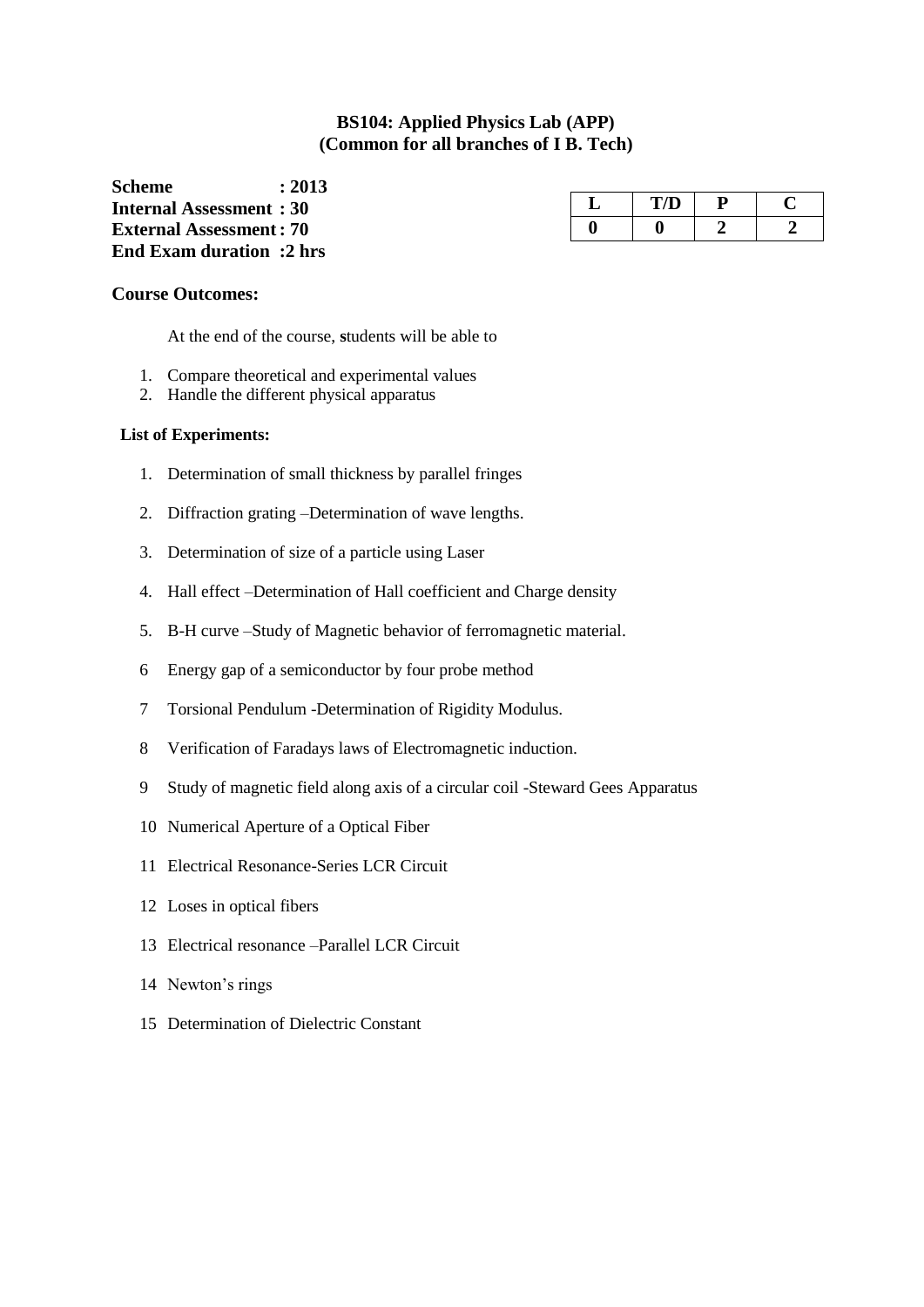## BS104: Applied Physics Lab (APP)
## (Common for all branches of I B. Tech)

**Scheme : 2013**
**Internal Assessment : 30**
**External Assessment : 70**
**End Exam duration : 2 hrs**

| L | T/D | P | C |
|---|---|---|---|
| 0 | 0 | 2 | 2 |

**Course Outcomes:**

At the end of the course, students will be able to

1. Compare theoretical and experimental values
2. Handle the different physical apparatus

**List of Experiments:**

1. Determination of small thickness by parallel fringes
2. Diffraction grating –Determination of wave lengths.
3. Determination of size of a particle using Laser
4. Hall effect –Determination of Hall coefficient and Charge density
5. B-H curve –Study of Magnetic behavior of ferromagnetic material.
6. Energy gap of a semiconductor by four probe method
7. Torsional Pendulum -Determination of Rigidity Modulus.
8. Verification of Faradays laws of Electromagnetic induction.
9. Study of magnetic field along axis of a circular coil -Steward Gees Apparatus
10. Numerical Aperture of a Optical Fiber
11. Electrical Resonance-Series LCR Circuit
12. Loses in optical fibers
13. Electrical resonance –Parallel LCR Circuit
14. Newton's rings
15. Determination of Dielectric Constant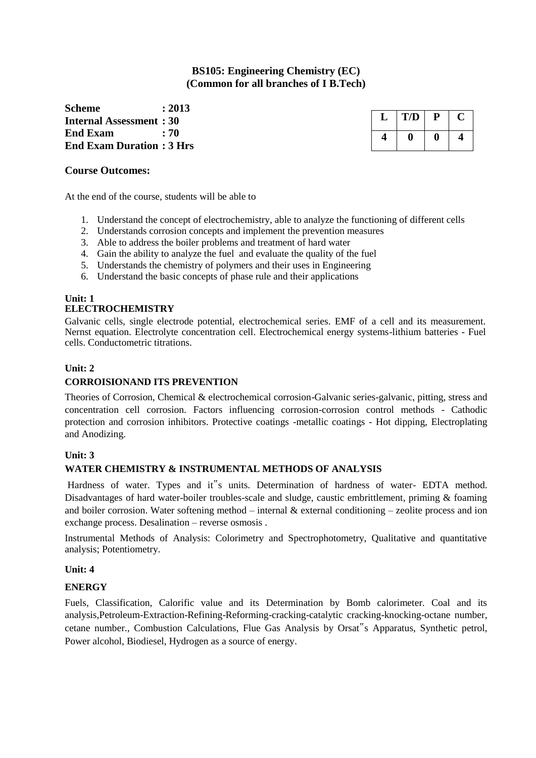# BS105: Engineering Chemistry (EC)
## (Common for all branches of I B.Tech)

**Scheme : 2013**
**Internal Assessment : 30**
**End Exam : 70**
**End Exam Duration : 3 Hrs**

| L | T/D | P | C |
|---|---|---|---|
| 4 | 0 | 0 | 4 |

### Course Outcomes:

At the end of the course, students will be able to

1. Understand the concept of electrochemistry, able to analyze the functioning of different cells
2. Understands corrosion concepts and implement the prevention measures
3. Able to address the boiler problems and treatment of hard water
4. Gain the ability to analyze the fuel and evaluate the quality of the fuel
5. Understands the chemistry of polymers and their uses in Engineering
6. Understand the basic concepts of phase rule and their applications

**Unit: 1**
**ELECTROCHEMISTRY**

Galvanic cells, single electrode potential, electrochemical series. EMF of a cell and its measurement. Nernst equation. Electrolyte concentration cell. Electrochemical energy systems-lithium batteries - Fuel cells. Conductometric titrations.

**Unit: 2**

**CORROISIONAND ITS PREVENTION**

Theories of Corrosion, Chemical & electrochemical corrosion-Galvanic series-galvanic, pitting, stress and concentration cell corrosion. Factors influencing corrosion-corrosion control methods - Cathodic protection and corrosion inhibitors. Protective coatings -metallic coatings - Hot dipping, Electroplating and Anodizing.

**Unit: 3**

**WATER CHEMISTRY & INSTRUMENTAL METHODS OF ANALYSIS**

Hardness of water. Types and it"s units. Determination of hardness of water- EDTA method. Disadvantages of hard water-boiler troubles-scale and sludge, caustic embrittlement, priming & foaming and boiler corrosion. Water softening method – internal & external conditioning – zeolite process and ion exchange process. Desalination – reverse osmosis .

Instrumental Methods of Analysis: Colorimetry and Spectrophotometry, Qualitative and quantitative analysis; Potentiometry.

**Unit: 4**

**ENERGY**

Fuels, Classification, Calorific value and its Determination by Bomb calorimeter. Coal and its analysis,Petroleum-Extraction-Refining-Reforming-cracking-catalytic cracking-knocking-octane number, cetane number., Combustion Calculations, Flue Gas Analysis by Orsat"s Apparatus, Synthetic petrol, Power alcohol, Biodiesel, Hydrogen as a source of energy.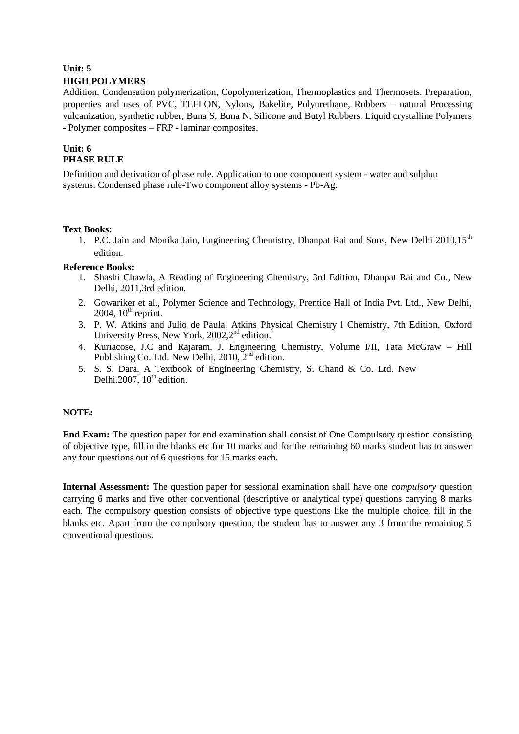**Unit: 5**

**HIGH POLYMERS**

Addition, Condensation polymerization, Copolymerization, Thermoplastics and Thermosets. Preparation, properties and uses of PVC, TEFLON, Nylons, Bakelite, Polyurethane, Rubbers – natural Processing vulcanization, synthetic rubber, Buna S, Buna N, Silicone and Butyl Rubbers. Liquid crystalline Polymers - Polymer composites – FRP - laminar composites.

**Unit: 6**

**PHASE RULE**

Definition and derivation of phase rule. Application to one component system - water and sulphur systems. Condensed phase rule-Two component alloy systems - Pb-Ag.

**Text Books:**

1. P.C. Jain and Monika Jain, Engineering Chemistry, Dhanpat Rai and Sons, New Delhi 2010,15th edition.

**Reference Books:**

1. Shashi Chawla, A Reading of Engineering Chemistry, 3rd Edition, Dhanpat Rai and Co., New Delhi, 2011,3rd edition.
2. Gowariker et al., Polymer Science and Technology, Prentice Hall of India Pvt. Ltd., New Delhi, 2004, 10th reprint.
3. P. W. Atkins and Julio de Paula, Atkins Physical Chemistry l Chemistry, 7th Edition, Oxford University Press, New York, 2002,2nd edition.
4. Kuriacose, J.C and Rajaram, J, Engineering Chemistry, Volume I/II, Tata McGraw – Hill Publishing Co. Ltd. New Delhi, 2010, 2nd edition.
5. S. S. Dara, A Textbook of Engineering Chemistry, S. Chand & Co. Ltd. New Delhi.2007, 10th edition.

**NOTE:**

**End Exam:** The question paper for end examination shall consist of One Compulsory question consisting of objective type, fill in the blanks etc for 10 marks and for the remaining 60 marks student has to answer any four questions out of 6 questions for 15 marks each.

**Internal Assessment:** The question paper for sessional examination shall have one *compulsory* question carrying 6 marks and five other conventional (descriptive or analytical type) questions carrying 8 marks each. The compulsory question consists of objective type questions like the multiple choice, fill in the blanks etc. Apart from the compulsory question, the student has to answer any 3 from the remaining 5 conventional questions.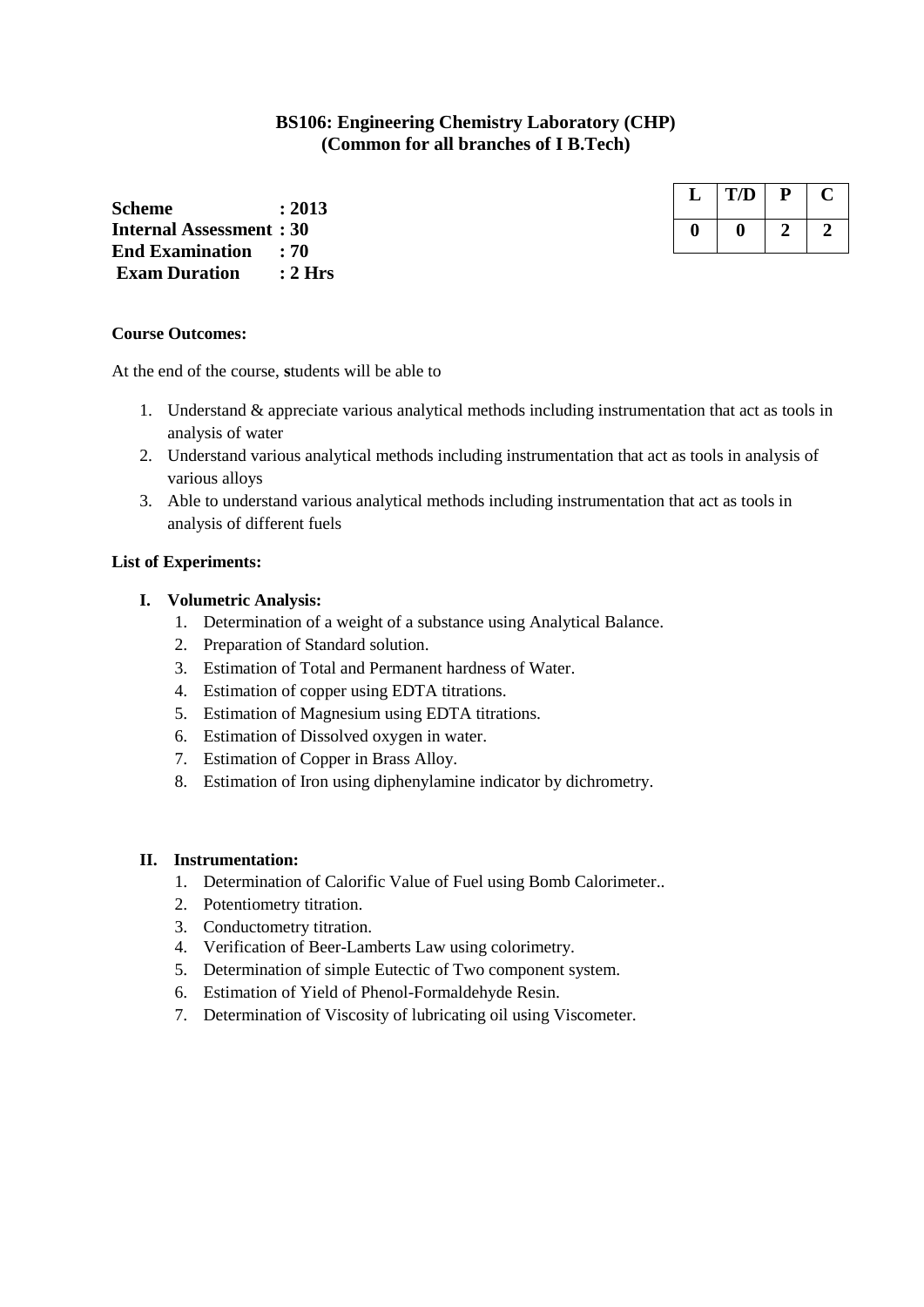## BS106: Engineering Chemistry Laboratory (CHP)
## (Common for all branches of I B.Tech)

**Scheme : 2013**
**Internal Assessment : 30**
**End Examination : 70**
**Exam Duration : 2 Hrs**

| L | T/D | P | C |
|---|---|---|---|
| 0 | 0 | 2 | 2 |

**Course Outcomes:**

At the end of the course, **s**tudents will be able to

1. Understand & appreciate various analytical methods including instrumentation that act as tools in analysis of water
2. Understand various analytical methods including instrumentation that act as tools in analysis of various alloys
3. Able to understand various analytical methods including instrumentation that act as tools in analysis of different fuels

**List of Experiments:**

**I. Volumetric Analysis:**

1. Determination of a weight of a substance using Analytical Balance.
2. Preparation of Standard solution.
3. Estimation of Total and Permanent hardness of Water.
4. Estimation of copper using EDTA titrations.
5. Estimation of Magnesium using EDTA titrations.
6. Estimation of Dissolved oxygen in water.
7. Estimation of Copper in Brass Alloy.
8. Estimation of Iron using diphenylamine indicator by dichrometry.

**II. Instrumentation:**

1. Determination of Calorific Value of Fuel using Bomb Calorimeter..
2. Potentiometry titration.
3. Conductometry titration.
4. Verification of Beer-Lamberts Law using colorimetry.
5. Determination of simple Eutectic of Two component system.
6. Estimation of Yield of Phenol-Formaldehyde Resin.
7. Determination of Viscosity of lubricating oil using Viscometer.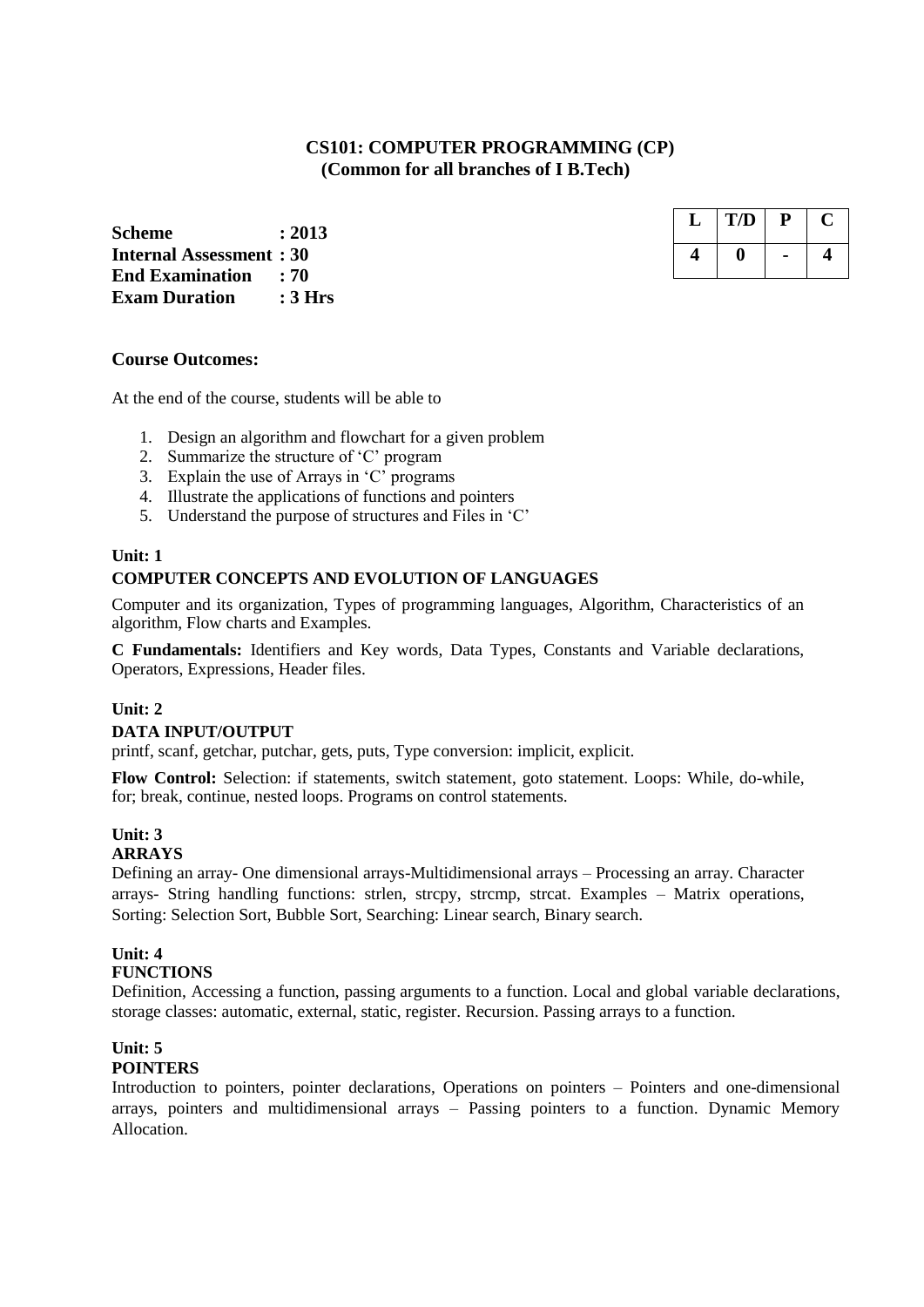## CS101: COMPUTER PROGRAMMING (CP)
### (Common for all branches of I B.Tech)

**Scheme : 2013**
**Internal Assessment : 30**
**End Examination : 70**
**Exam Duration : 3 Hrs**

| L | T/D | P | C |
|---|---|---|---|
| 4 | 0 | - | 4 |

### Course Outcomes:

At the end of the course, students will be able to

1. Design an algorithm and flowchart for a given problem
2. Summarize the structure of 'C' program
3. Explain the use of Arrays in 'C' programs
4. Illustrate the applications of functions and pointers
5. Understand the purpose of structures and Files in 'C'

**Unit: 1**

**COMPUTER CONCEPTS AND EVOLUTION OF LANGUAGES**

Computer and its organization, Types of programming languages, Algorithm, Characteristics of an algorithm, Flow charts and Examples.

**C Fundamentals:** Identifiers and Key words, Data Types, Constants and Variable declarations, Operators, Expressions, Header files.

**Unit: 2**

**DATA INPUT/OUTPUT**

printf, scanf, getchar, putchar, gets, puts, Type conversion: implicit, explicit.

**Flow Control:** Selection: if statements, switch statement, goto statement. Loops: While, do-while, for; break, continue, nested loops. Programs on control statements.

**Unit: 3**

**ARRAYS**

Defining an array- One dimensional arrays-Multidimensional arrays – Processing an array. Character arrays- String handling functions: strlen, strcpy, strcmp, strcat. Examples – Matrix operations, Sorting: Selection Sort, Bubble Sort, Searching: Linear search, Binary search.

**Unit: 4**

**FUNCTIONS**

Definition, Accessing a function, passing arguments to a function. Local and global variable declarations, storage classes: automatic, external, static, register. Recursion. Passing arrays to a function.

**Unit: 5**

**POINTERS**

Introduction to pointers, pointer declarations, Operations on pointers – Pointers and one-dimensional arrays, pointers and multidimensional arrays – Passing pointers to a function. Dynamic Memory Allocation.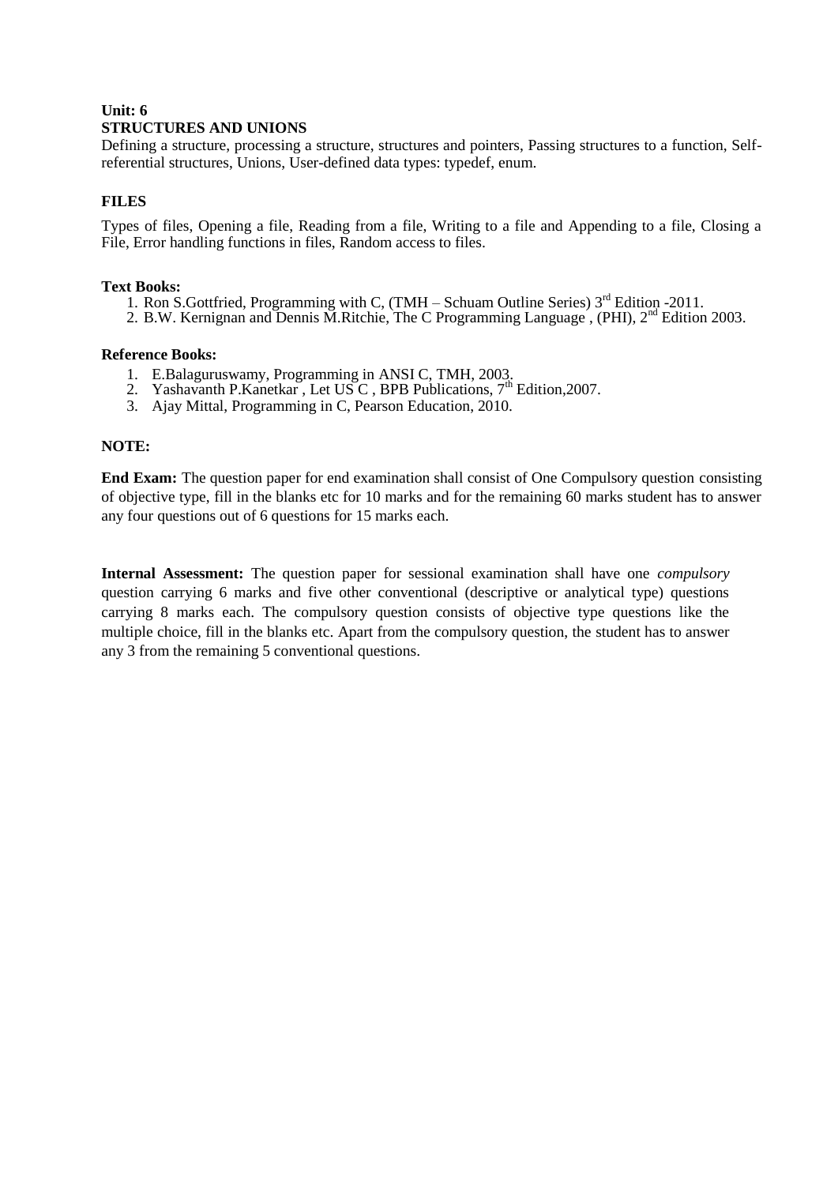**Unit: 6**
**STRUCTURES AND UNIONS**

Defining a structure, processing a structure, structures and pointers, Passing structures to a function, Self-referential structures, Unions, User-defined data types: typedef, enum.

**FILES**

Types of files, Opening a file, Reading from a file, Writing to a file and Appending to a file, Closing a File, Error handling functions in files, Random access to files.

**Text Books:**

1. Ron S.Gottfried, Programming with C, (TMH – Schuam Outline Series) 3rd Edition -2011.
2. B.W. Kernignan and Dennis M.Ritchie, The C Programming Language , (PHI), 2nd Edition 2003.

**Reference Books:**

1. E.Balaguruswamy, Programming in ANSI C, TMH, 2003.
2. Yashavanth P.Kanetkar , Let US C , BPB Publications, 7th Edition,2007.
3. Ajay Mittal, Programming in C, Pearson Education, 2010.

**NOTE:**

**End Exam:** The question paper for end examination shall consist of One Compulsory question consisting of objective type, fill in the blanks etc for 10 marks and for the remaining 60 marks student has to answer any four questions out of 6 questions for 15 marks each.

**Internal Assessment:** The question paper for sessional examination shall have one *compulsory* question carrying 6 marks and five other conventional (descriptive or analytical type) questions carrying 8 marks each. The compulsory question consists of objective type questions like the multiple choice, fill in the blanks etc. Apart from the compulsory question, the student has to answer any 3 from the remaining 5 conventional questions.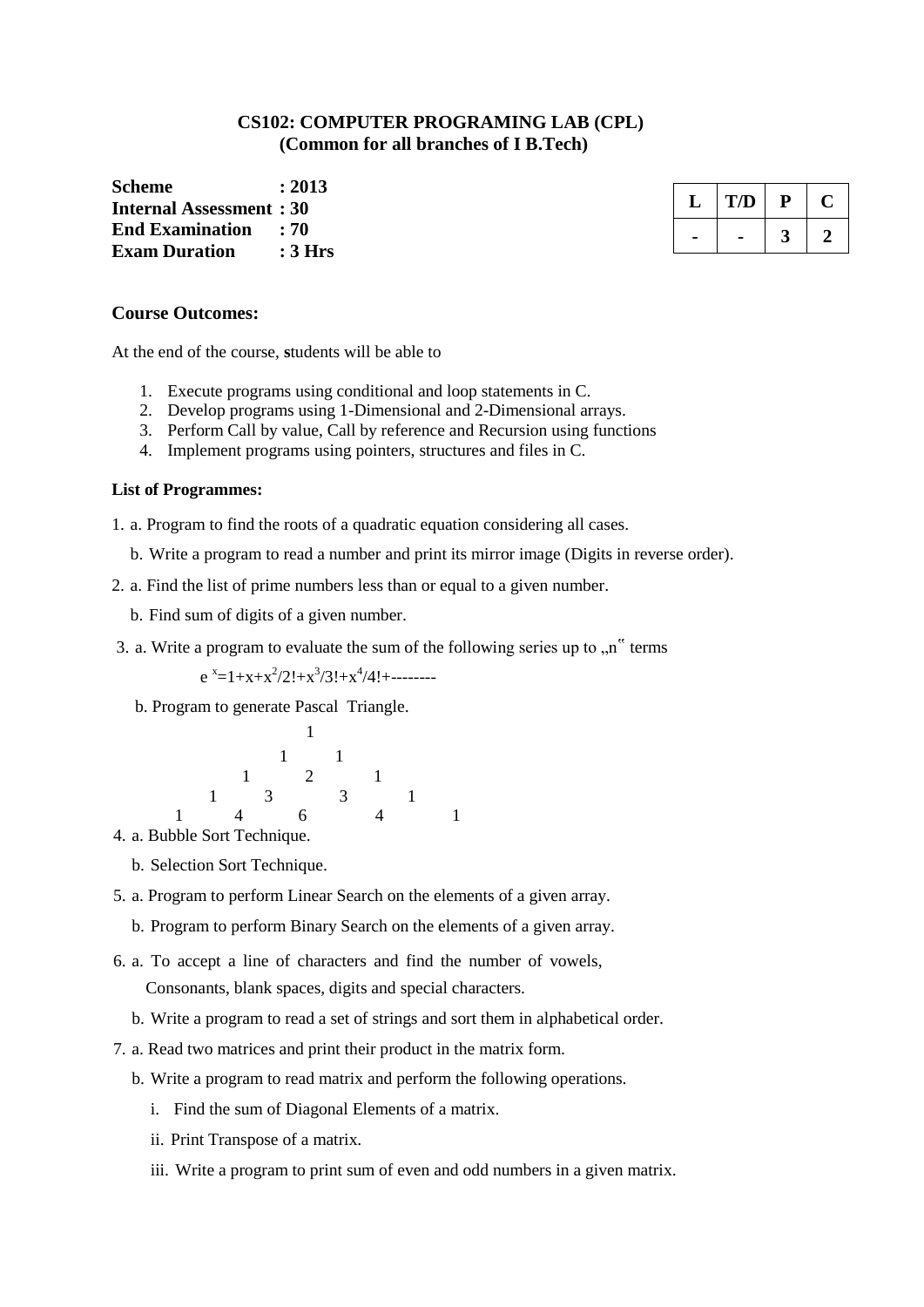## CS102: COMPUTER PROGRAMING LAB (CPL)
## (Common for all branches of I B.Tech)

**Scheme : 2013**
**Internal Assessment : 30**
**End Examination : 70**
**Exam Duration : 3 Hrs**

| L | T/D | P | C |
|---|---|---|---|
| - | - | 3 | 2 |

### Course Outcomes:

At the end of the course, **s**tudents will be able to

1. Execute programs using conditional and loop statements in C.
2. Develop programs using 1-Dimensional and 2-Dimensional arrays.
3. Perform Call by value, Call by reference and Recursion using functions
4. Implement programs using pointers, structures and files in C.

**List of Programmes:**

1. a. Program to find the roots of a quadratic equation considering all cases.

   b. Write a program to read a number and print its mirror image (Digits in reverse order).

2. a. Find the list of prime numbers less than or equal to a given number.

   b. Find sum of digits of a given number.

3. a. Write a program to evaluate the sum of the following series up to „n‟ terms

   $e^x=1+x+x^2/2!+x^3/3!+x^4/4!+$--------

   b. Program to generate Pascal Triangle.

```
            1
          1   1
        1   2   1
      1   3   3   1
    1   4   6   4   1
```

4. a. Bubble Sort Technique.

   b. Selection Sort Technique.

5. a. Program to perform Linear Search on the elements of a given array.

   b. Program to perform Binary Search on the elements of a given array.

6. a. To accept a line of characters and find the number of vowels, Consonants, blank spaces, digits and special characters.

   b. Write a program to read a set of strings and sort them in alphabetical order.

7. a. Read two matrices and print their product in the matrix form.

   b. Write a program to read matrix and perform the following operations.

   i. Find the sum of Diagonal Elements of a matrix.

   ii. Print Transpose of a matrix.

   iii. Write a program to print sum of even and odd numbers in a given matrix.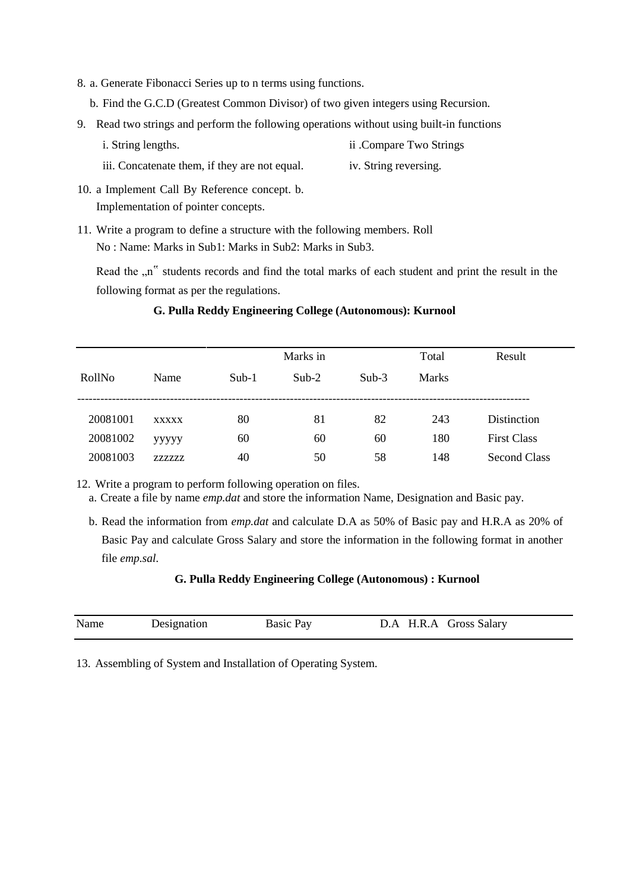8. a. Generate Fibonacci Series up to n terms using functions.

   b. Find the G.C.D (Greatest Common Divisor) of two given integers using Recursion.

9. Read two strings and perform the following operations without using built-in functions

   i. String lengths.

   ii .Compare Two Strings

   iii. Concatenate them, if they are not equal.

   iv. String reversing.

10. a Implement Call By Reference concept. b. Implementation of pointer concepts.

11. Write a program to define a structure with the following members. Roll No : Name: Marks in Sub1: Marks in Sub2: Marks in Sub3.

    Read the „n" students records and find the total marks of each student and print the result in the following format as per the regulations.

**G. Pulla Reddy Engineering College (Autonomous): Kurnool**

| RollNo | Name | Sub-1 | Marks in Sub-2 | Sub-3 | Total Marks | Result |
|---|---|---|---|---|---|---|
| 20081001 | xxxxx | 80 | 81 | 82 | 243 | Distinction |
| 20081002 | yyyyy | 60 | 60 | 60 | 180 | First Class |
| 20081003 | zzzzzz | 40 | 50 | 58 | 148 | Second Class |

12. Write a program to perform following operation on files.

    a. Create a file by name *emp.dat* and store the information Name, Designation and Basic pay.

    b. Read the information from *emp.dat* and calculate D.A as 50% of Basic pay and H.R.A as 20% of Basic Pay and calculate Gross Salary and store the information in the following format in another file *emp.sal*.

**G. Pulla Reddy Engineering College (Autonomous) : Kurnool**

| Name | Designation | Basic Pay | D.A | H.R.A | Gross Salary |
|---|---|---|---|---|---|

13. Assembling of System and Installation of Operating System.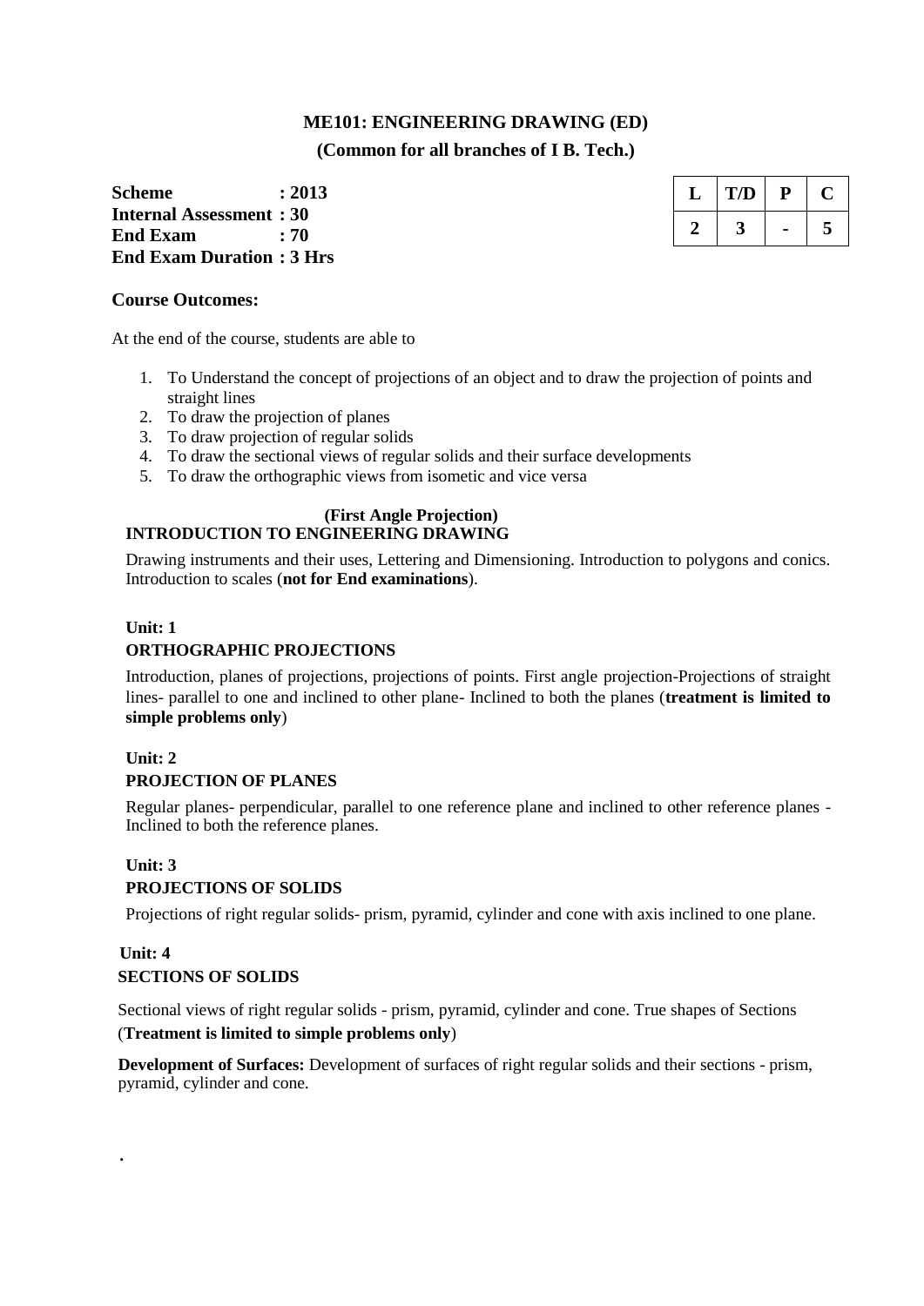## ME101: ENGINEERING DRAWING (ED)

**(Common for all branches of I B. Tech.)**

**Scheme : 2013**
**Internal Assessment : 30**
**End Exam : 70**
**End Exam Duration : 3 Hrs**

| L | T/D | P | C |
|---|---|---|---|
| 2 | 3 | - | 5 |

### Course Outcomes:

At the end of the course, students are able to

1. To Understand the concept of projections of an object and to draw the projection of points and straight lines
2. To draw the projection of planes
3. To draw projection of regular solids
4. To draw the sectional views of regular solids and their surface developments
5. To draw the orthographic views from isometic and vice versa

**(First Angle Projection)**

**INTRODUCTION TO ENGINEERING DRAWING**

Drawing instruments and their uses, Lettering and Dimensioning. Introduction to polygons and conics. Introduction to scales (**not for End examinations**).

**Unit: 1**

**ORTHOGRAPHIC PROJECTIONS**

Introduction, planes of projections, projections of points. First angle projection-Projections of straight lines- parallel to one and inclined to other plane- Inclined to both the planes (**treatment is limited to simple problems only**)

**Unit: 2**

**PROJECTION OF PLANES**

Regular planes- perpendicular, parallel to one reference plane and inclined to other reference planes - Inclined to both the reference planes.

**Unit: 3**

**PROJECTIONS OF SOLIDS**

Projections of right regular solids- prism, pyramid, cylinder and cone with axis inclined to one plane.

**Unit: 4**

**SECTIONS OF SOLIDS**

Sectional views of right regular solids - prism, pyramid, cylinder and cone. True shapes of Sections (**Treatment is limited to simple problems only**)

**Development of Surfaces:** Development of surfaces of right regular solids and their sections - prism, pyramid, cylinder and cone.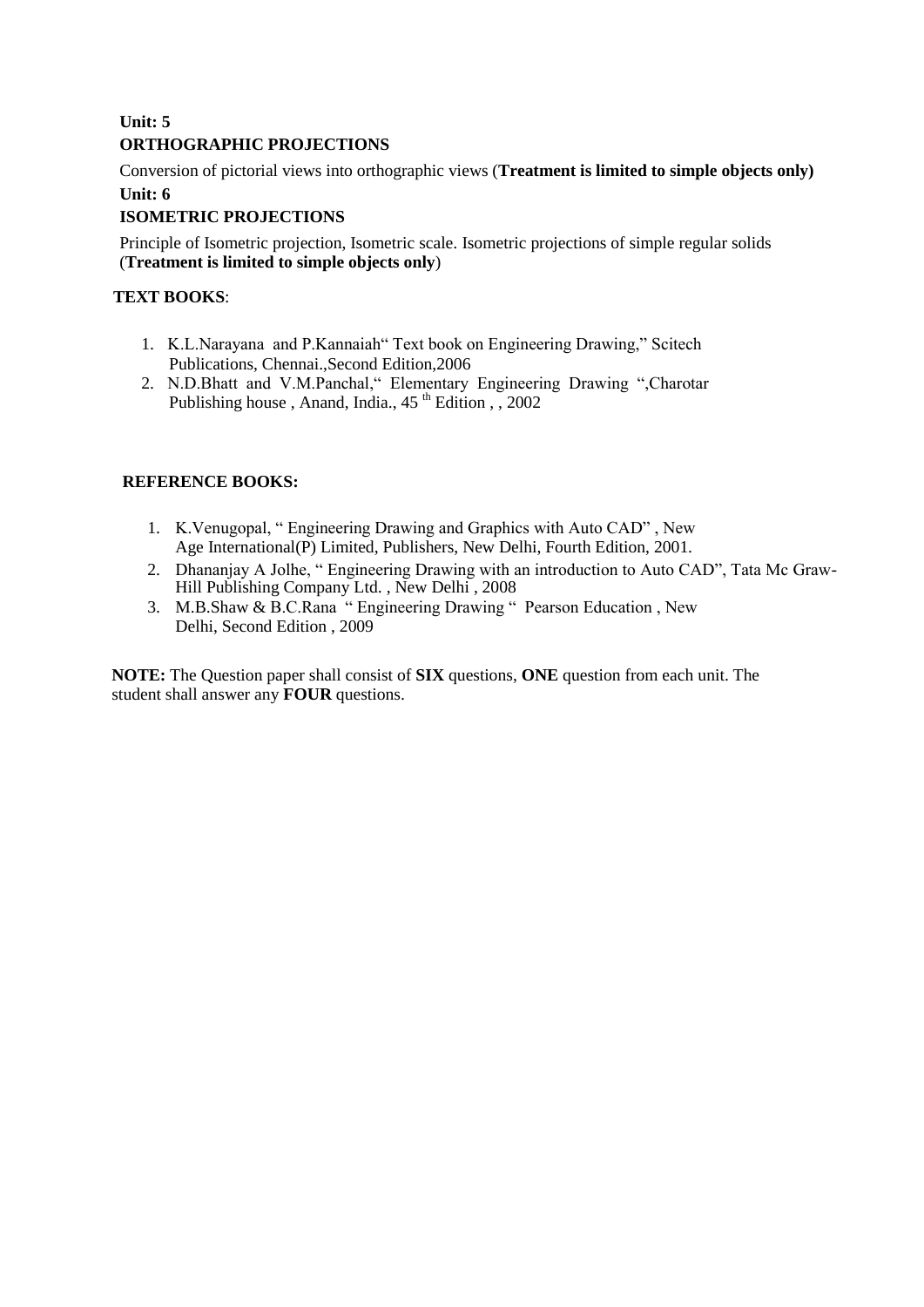**Unit: 5**

**ORTHOGRAPHIC PROJECTIONS**

Conversion of pictorial views into orthographic views (**Treatment is limited to simple objects only)**

**Unit: 6**

**ISOMETRIC PROJECTIONS**

Principle of Isometric projection, Isometric scale. Isometric projections of simple regular solids (**Treatment is limited to simple objects only**)

**TEXT BOOKS**:

1. K.L.Narayana and P.Kannaiah" Text book on Engineering Drawing," Scitech Publications, Chennai.,Second Edition,2006
2. N.D.Bhatt and V.M.Panchal," Elementary Engineering Drawing ",Charotar Publishing house , Anand, India., 45 th Edition , , 2002

**REFERENCE BOOKS:**

1. K.Venugopal, " Engineering Drawing and Graphics with Auto CAD" , New Age International(P) Limited, Publishers, New Delhi, Fourth Edition, 2001.
2. Dhananjay A Jolhe, " Engineering Drawing with an introduction to Auto CAD", Tata Mc Graw-Hill Publishing Company Ltd. , New Delhi , 2008
3. M.B.Shaw & B.C.Rana " Engineering Drawing " Pearson Education , New Delhi, Second Edition , 2009

**NOTE:** The Question paper shall consist of **SIX** questions, **ONE** question from each unit. The student shall answer any **FOUR** questions.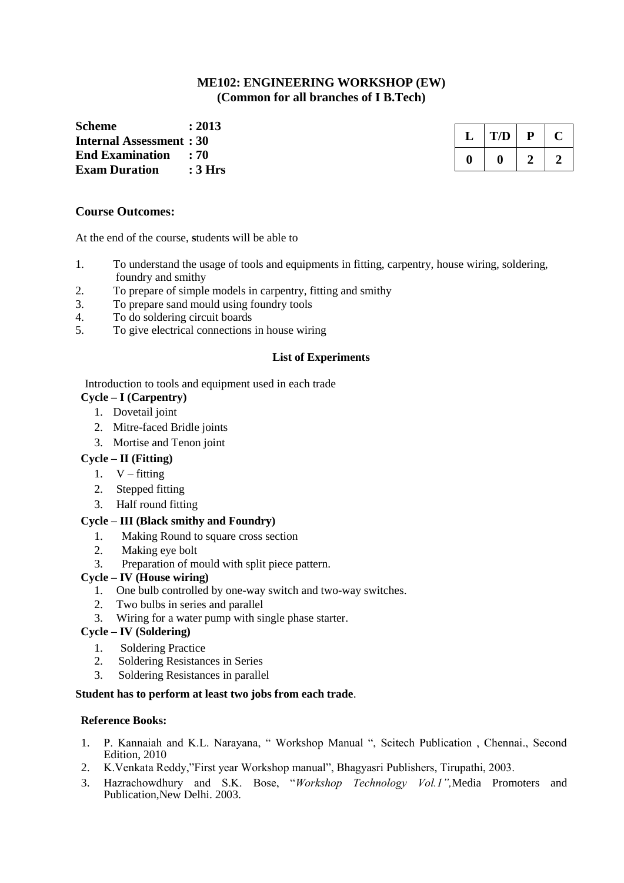## ME102: ENGINEERING WORKSHOP (EW)
### (Common for all branches of I B.Tech)

**Scheme : 2013**
**Internal Assessment : 30**
**End Examination : 70**
**Exam Duration : 3 Hrs**

| L | T/D | P | C |
|---|---|---|---|
| 0 | 0 | 2 | 2 |

### Course Outcomes:

At the end of the course, **s**tudents will be able to

1. To understand the usage of tools and equipments in fitting, carpentry, house wiring, soldering, foundry and smithy
2. To prepare of simple models in carpentry, fitting and smithy
3. To prepare sand mould using foundry tools
4. To do soldering circuit boards
5. To give electrical connections in house wiring

### List of Experiments

Introduction to tools and equipment used in each trade

**Cycle – I (Carpentry)**

1. Dovetail joint
2. Mitre-faced Bridle joints
3. Mortise and Tenon joint

**Cycle – II (Fitting)**

1. V – fitting
2. Stepped fitting
3. Half round fitting

**Cycle – III (Black smithy and Foundry)**

1. Making Round to square cross section
2. Making eye bolt
3. Preparation of mould with split piece pattern.

**Cycle – IV (House wiring)**

1. One bulb controlled by one-way switch and two-way switches.
2. Two bulbs in series and parallel
3. Wiring for a water pump with single phase starter.

**Cycle – IV (Soldering)**

1. Soldering Practice
2. Soldering Resistances in Series
3. Soldering Resistances in parallel

**Student has to perform at least two jobs from each trade**.

**Reference Books:**

1. P. Kannaiah and K.L. Narayana, " Workshop Manual ", Scitech Publication , Chennai., Second Edition, 2010
2. K.Venkata Reddy,"First year Workshop manual", Bhagyasri Publishers, Tirupathi, 2003.
3. Hazrachowdhury and S.K. Bose, "*Workshop Technology Vol.1",*Media Promoters and Publication,New Delhi. 2003.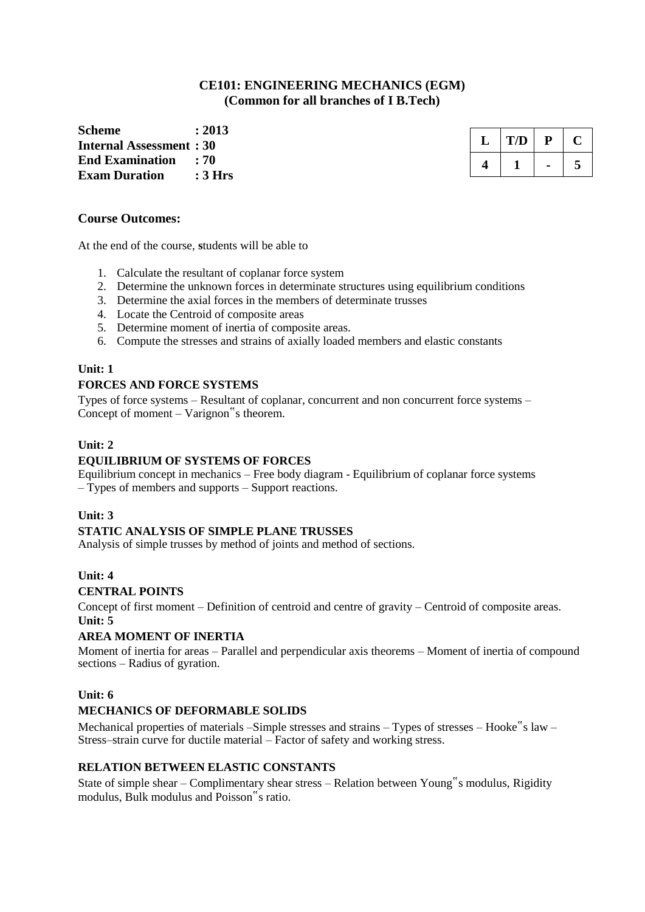# CE101: ENGINEERING MECHANICS (EGM)
## (Common for all branches of I B.Tech)

**Scheme : 2013**
**Internal Assessment : 30**
**End Examination : 70**
**Exam Duration : 3 Hrs**

| L | T/D | P | C |
|---|---|---|---|
| 4 | 1 | - | 5 |

### Course Outcomes:

At the end of the course, **s**tudents will be able to

1. Calculate the resultant of coplanar force system
2. Determine the unknown forces in determinate structures using equilibrium conditions
3. Determine the axial forces in the members of determinate trusses
4. Locate the Centroid of composite areas
5. Determine moment of inertia of composite areas.
6. Compute the stresses and strains of axially loaded members and elastic constants

**Unit: 1**

**FORCES AND FORCE SYSTEMS**

Types of force systems – Resultant of coplanar, concurrent and non concurrent force systems – Concept of moment – Varignon‟s theorem.

**Unit: 2**

**EQUILIBRIUM OF SYSTEMS OF FORCES**

Equilibrium concept in mechanics – Free body diagram - Equilibrium of coplanar force systems – Types of members and supports – Support reactions.

**Unit: 3**

**STATIC ANALYSIS OF SIMPLE PLANE TRUSSES**

Analysis of simple trusses by method of joints and method of sections.

**Unit: 4**

**CENTRAL POINTS**

Concept of first moment – Definition of centroid and centre of gravity – Centroid of composite areas.

**Unit: 5**

**AREA MOMENT OF INERTIA**

Moment of inertia for areas – Parallel and perpendicular axis theorems – Moment of inertia of compound sections – Radius of gyration.

**Unit: 6**

**MECHANICS OF DEFORMABLE SOLIDS**

Mechanical properties of materials –Simple stresses and strains – Types of stresses – Hooke‟s law – Stress–strain curve for ductile material – Factor of safety and working stress.

**RELATION BETWEEN ELASTIC CONSTANTS**

State of simple shear – Complimentary shear stress – Relation between Young‟s modulus, Rigidity modulus, Bulk modulus and Poisson‟s ratio.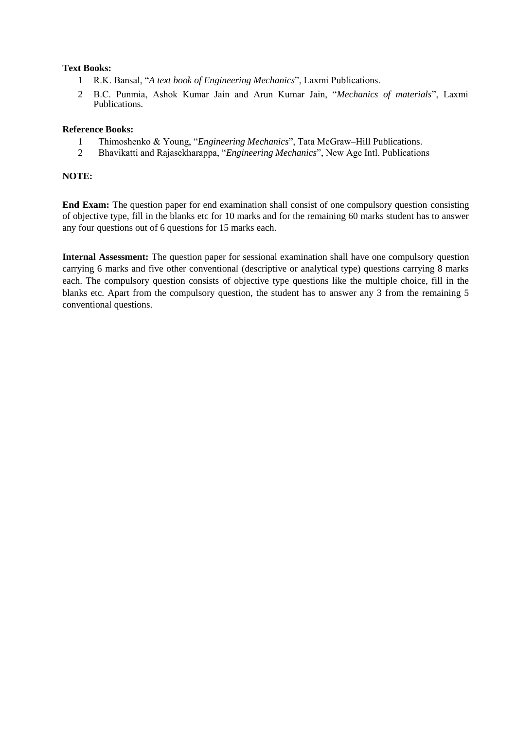**Text Books:**

1. R.K. Bansal, "*A text book of Engineering Mechanics*", Laxmi Publications.
2. B.C. Punmia, Ashok Kumar Jain and Arun Kumar Jain, "*Mechanics of materials*", Laxmi Publications.

**Reference Books:**

1. Thimoshenko & Young, "*Engineering Mechanics*", Tata McGraw–Hill Publications.
2. Bhavikatti and Rajasekharappa, "*Engineering Mechanics*", New Age Intl. Publications

**NOTE:**

**End Exam:** The question paper for end examination shall consist of one compulsory question consisting of objective type, fill in the blanks etc for 10 marks and for the remaining 60 marks student has to answer any four questions out of 6 questions for 15 marks each.

**Internal Assessment:** The question paper for sessional examination shall have one compulsory question carrying 6 marks and five other conventional (descriptive or analytical type) questions carrying 8 marks each. The compulsory question consists of objective type questions like the multiple choice, fill in the blanks etc. Apart from the compulsory question, the student has to answer any 3 from the remaining 5 conventional questions.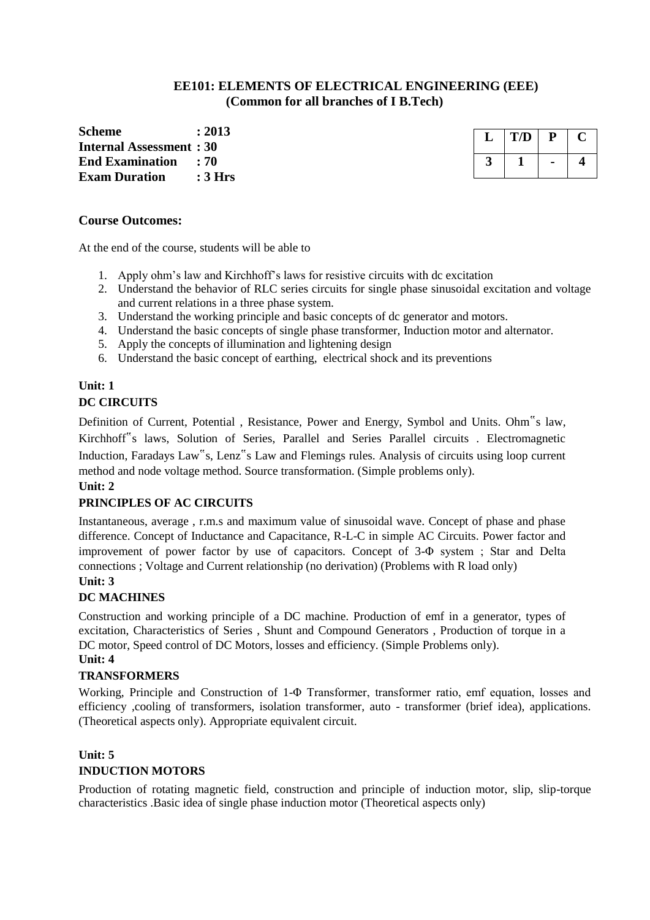# EE101: ELEMENTS OF ELECTRICAL ENGINEERING (EEE)
## (Common for all branches of I B.Tech)

**Scheme : 2013**
**Internal Assessment : 30**
**End Examination : 70**
**Exam Duration : 3 Hrs**

| L | T/D | P | C |
|---|---|---|---|
| 3 | 1 | - | 4 |

### Course Outcomes:

At the end of the course, students will be able to

1. Apply ohm's law and Kirchhoff's laws for resistive circuits with dc excitation
2. Understand the behavior of RLC series circuits for single phase sinusoidal excitation and voltage and current relations in a three phase system.
3. Understand the working principle and basic concepts of dc generator and motors.
4. Understand the basic concepts of single phase transformer, Induction motor and alternator.
5. Apply the concepts of illumination and lightening design
6. Understand the basic concept of earthing, electrical shock and its preventions

**Unit: 1**

**DC CIRCUITS**

Definition of Current, Potential , Resistance, Power and Energy, Symbol and Units. Ohm‟s law, Kirchhoff‟s laws, Solution of Series, Parallel and Series Parallel circuits . Electromagnetic Induction, Faradays Law‟s, Lenz‟s Law and Flemings rules. Analysis of circuits using loop current method and node voltage method. Source transformation. (Simple problems only).

**Unit: 2**

**PRINCIPLES OF AC CIRCUITS**

Instantaneous, average , r.m.s and maximum value of sinusoidal wave. Concept of phase and phase difference. Concept of Inductance and Capacitance, R-L-C in simple AC Circuits. Power factor and improvement of power factor by use of capacitors. Concept of 3-Φ system ; Star and Delta connections ; Voltage and Current relationship (no derivation) (Problems with R load only)

**Unit: 3**

**DC MACHINES**

Construction and working principle of a DC machine. Production of emf in a generator, types of excitation, Characteristics of Series , Shunt and Compound Generators , Production of torque in a DC motor, Speed control of DC Motors, losses and efficiency. (Simple Problems only).

**Unit: 4**

**TRANSFORMERS**

Working, Principle and Construction of 1-Φ Transformer, transformer ratio, emf equation, losses and efficiency ,cooling of transformers, isolation transformer, auto - transformer (brief idea), applications. (Theoretical aspects only). Appropriate equivalent circuit.

**Unit: 5**

**INDUCTION MOTORS**

Production of rotating magnetic field, construction and principle of induction motor, slip, slip-torque characteristics .Basic idea of single phase induction motor (Theoretical aspects only)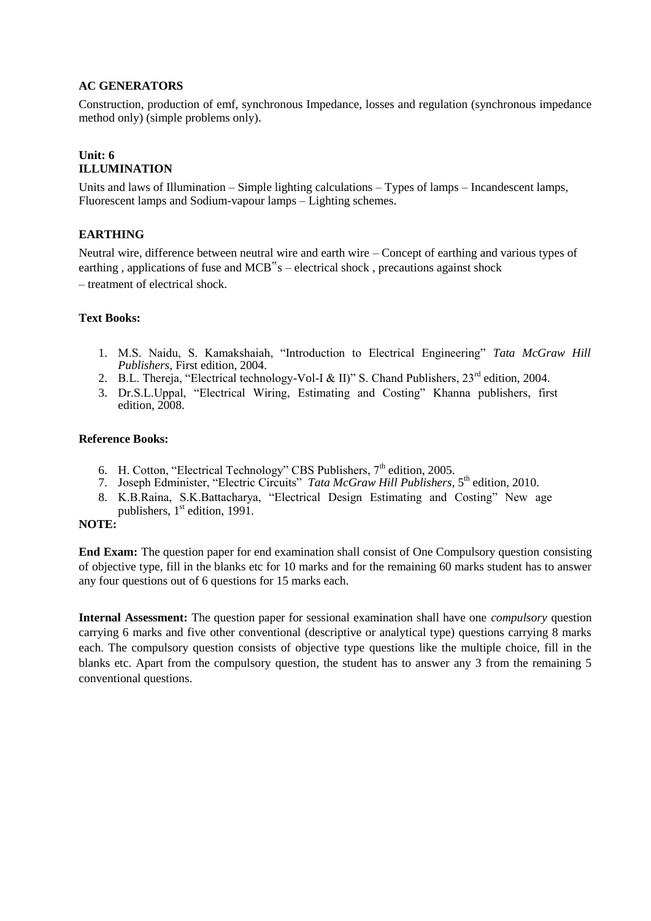**AC GENERATORS**

Construction, production of emf, synchronous Impedance, losses and regulation (synchronous impedance method only) (simple problems only).

**Unit: 6**
**ILLUMINATION**

Units and laws of Illumination – Simple lighting calculations – Types of lamps – Incandescent lamps, Fluorescent lamps and Sodium-vapour lamps – Lighting schemes.

**EARTHING**

Neutral wire, difference between neutral wire and earth wire – Concept of earthing and various types of earthing , applications of fuse and MCB"s – electrical shock , precautions against shock – treatment of electrical shock.

**Text Books:**

1. M.S. Naidu, S. Kamakshaiah, "Introduction to Electrical Engineering" *Tata McGraw Hill Publishers,* First edition, 2004.
2. B.L. Thereja, "Electrical technology-Vol-I & II)" S. Chand Publishers, 23rd edition, 2004.
3. Dr.S.L.Uppal, "Electrical Wiring, Estimating and Costing" Khanna publishers, first edition, 2008.

**Reference Books:**

6. H. Cotton, "Electrical Technology" CBS Publishers, 7th edition, 2005.
7. Joseph Edminister, "Electric Circuits" *Tata McGraw Hill Publishers,* 5th edition, 2010.
8. K.B.Raina, S.K.Battacharya, "Electrical Design Estimating and Costing" New age publishers, 1st edition, 1991.

**NOTE:**

**End Exam:** The question paper for end examination shall consist of One Compulsory question consisting of objective type, fill in the blanks etc for 10 marks and for the remaining 60 marks student has to answer any four questions out of 6 questions for 15 marks each.

**Internal Assessment:** The question paper for sessional examination shall have one *compulsory* question carrying 6 marks and five other conventional (descriptive or analytical type) questions carrying 8 marks each. The compulsory question consists of objective type questions like the multiple choice, fill in the blanks etc. Apart from the compulsory question, the student has to answer any 3 from the remaining 5 conventional questions.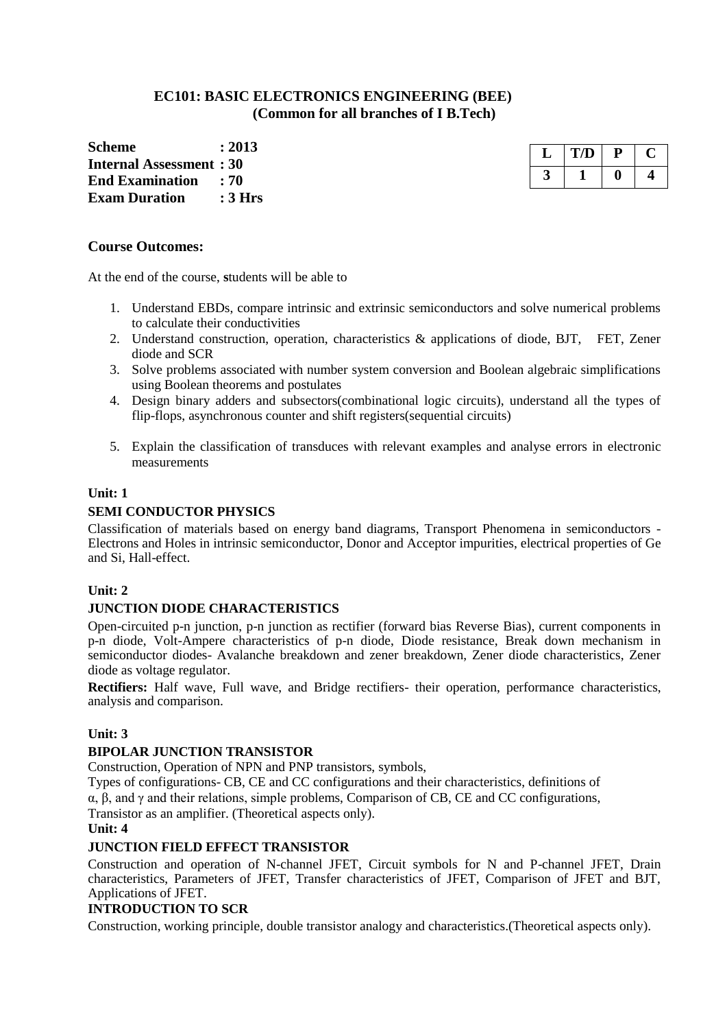**EC101: BASIC ELECTRONICS ENGINEERING (BEE)**
**(Common for all branches of I B.Tech)**

**Scheme : 2013**
**Internal Assessment : 30**
**End Examination : 70**
**Exam Duration : 3 Hrs**

| L | T/D | P | C |
|---|---|---|---|
| 3 | 1 | 0 | 4 |

**Course Outcomes:**

At the end of the course, **s**tudents will be able to

1. Understand EBDs, compare intrinsic and extrinsic semiconductors and solve numerical problems to calculate their conductivities
2. Understand construction, operation, characteristics & applications of diode, BJT, FET, Zener diode and SCR
3. Solve problems associated with number system conversion and Boolean algebraic simplifications using Boolean theorems and postulates
4. Design binary adders and subsectors(combinational logic circuits), understand all the types of flip-flops, asynchronous counter and shift registers(sequential circuits)
5. Explain the classification of transduces with relevant examples and analyse errors in electronic measurements

**Unit: 1**

**SEMI CONDUCTOR PHYSICS**

Classification of materials based on energy band diagrams, Transport Phenomena in semiconductors - Electrons and Holes in intrinsic semiconductor, Donor and Acceptor impurities, electrical properties of Ge and Si, Hall-effect.

**Unit: 2**

**JUNCTION DIODE CHARACTERISTICS**

Open-circuited p-n junction, p-n junction as rectifier (forward bias Reverse Bias), current components in p-n diode, Volt-Ampere characteristics of p-n diode, Diode resistance, Break down mechanism in semiconductor diodes- Avalanche breakdown and zener breakdown, Zener diode characteristics, Zener diode as voltage regulator.

**Rectifiers:** Half wave, Full wave, and Bridge rectifiers- their operation, performance characteristics, analysis and comparison.

**Unit: 3**

**BIPOLAR JUNCTION TRANSISTOR**

Construction, Operation of NPN and PNP transistors, symbols,
Types of configurations- CB, CE and CC configurations and their characteristics, definitions of $\alpha$, $\beta$, and $\gamma$ and their relations, simple problems, Comparison of CB, CE and CC configurations,
Transistor as an amplifier. (Theoretical aspects only).

**Unit: 4**

**JUNCTION FIELD EFFECT TRANSISTOR**

Construction and operation of N-channel JFET, Circuit symbols for N and P-channel JFET, Drain characteristics, Parameters of JFET, Transfer characteristics of JFET, Comparison of JFET and BJT, Applications of JFET.

**INTRODUCTION TO SCR**

Construction, working principle, double transistor analogy and characteristics.(Theoretical aspects only).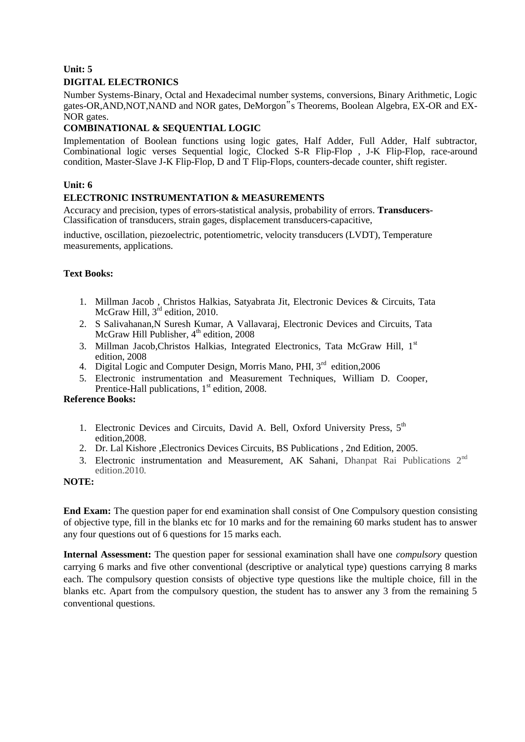**Unit: 5**

**DIGITAL ELECTRONICS**

Number Systems-Binary, Octal and Hexadecimal number systems, conversions, Binary Arithmetic, Logic gates-OR,AND,NOT,NAND and NOR gates, DeMorgon‟s Theorems, Boolean Algebra, EX-OR and EX-NOR gates.

**COMBINATIONAL & SEQUENTIAL LOGIC**

Implementation of Boolean functions using logic gates, Half Adder, Full Adder, Half subtractor, Combinational logic verses Sequential logic, Clocked S-R Flip-Flop , J-K Flip-Flop, race-around condition, Master-Slave J-K Flip-Flop, D and T Flip-Flops, counters-decade counter, shift register.

**Unit: 6**

**ELECTRONIC INSTRUMENTATION & MEASUREMENTS**

Accuracy and precision, types of errors-statistical analysis, probability of errors. **Transducers-** Classification of transducers, strain gages, displacement transducers-capacitive,

inductive, oscillation, piezoelectric, potentiometric, velocity transducers (LVDT), Temperature measurements, applications.

**Text Books:**

1. Millman Jacob , Christos Halkias, Satyabrata Jit, Electronic Devices & Circuits, Tata McGraw Hill, 3rd edition, 2010.
2. S Salivahanan,N Suresh Kumar, A Vallavaraj, Electronic Devices and Circuits, Tata McGraw Hill Publisher, 4th edition, 2008
3. Millman Jacob,Christos Halkias, Integrated Electronics, Tata McGraw Hill, 1st edition, 2008
4. Digital Logic and Computer Design, Morris Mano, PHI, 3rd edition,2006
5. Electronic instrumentation and Measurement Techniques, William D. Cooper, Prentice-Hall publications, 1st edition, 2008.

**Reference Books:**

1. Electronic Devices and Circuits, David A. Bell, Oxford University Press, 5th edition,2008.
2. Dr. Lal Kishore ,Electronics Devices Circuits, BS Publications , 2nd Edition, 2005.
3. Electronic instrumentation and Measurement, AK Sahani, Dhanpat Rai Publications 2nd edition.2010.

**NOTE:**

**End Exam:** The question paper for end examination shall consist of One Compulsory question consisting of objective type, fill in the blanks etc for 10 marks and for the remaining 60 marks student has to answer any four questions out of 6 questions for 15 marks each.

**Internal Assessment:** The question paper for sessional examination shall have one *compulsory* question carrying 6 marks and five other conventional (descriptive or analytical type) questions carrying 8 marks each. The compulsory question consists of objective type questions like the multiple choice, fill in the blanks etc. Apart from the compulsory question, the student has to answer any 3 from the remaining 5 conventional questions.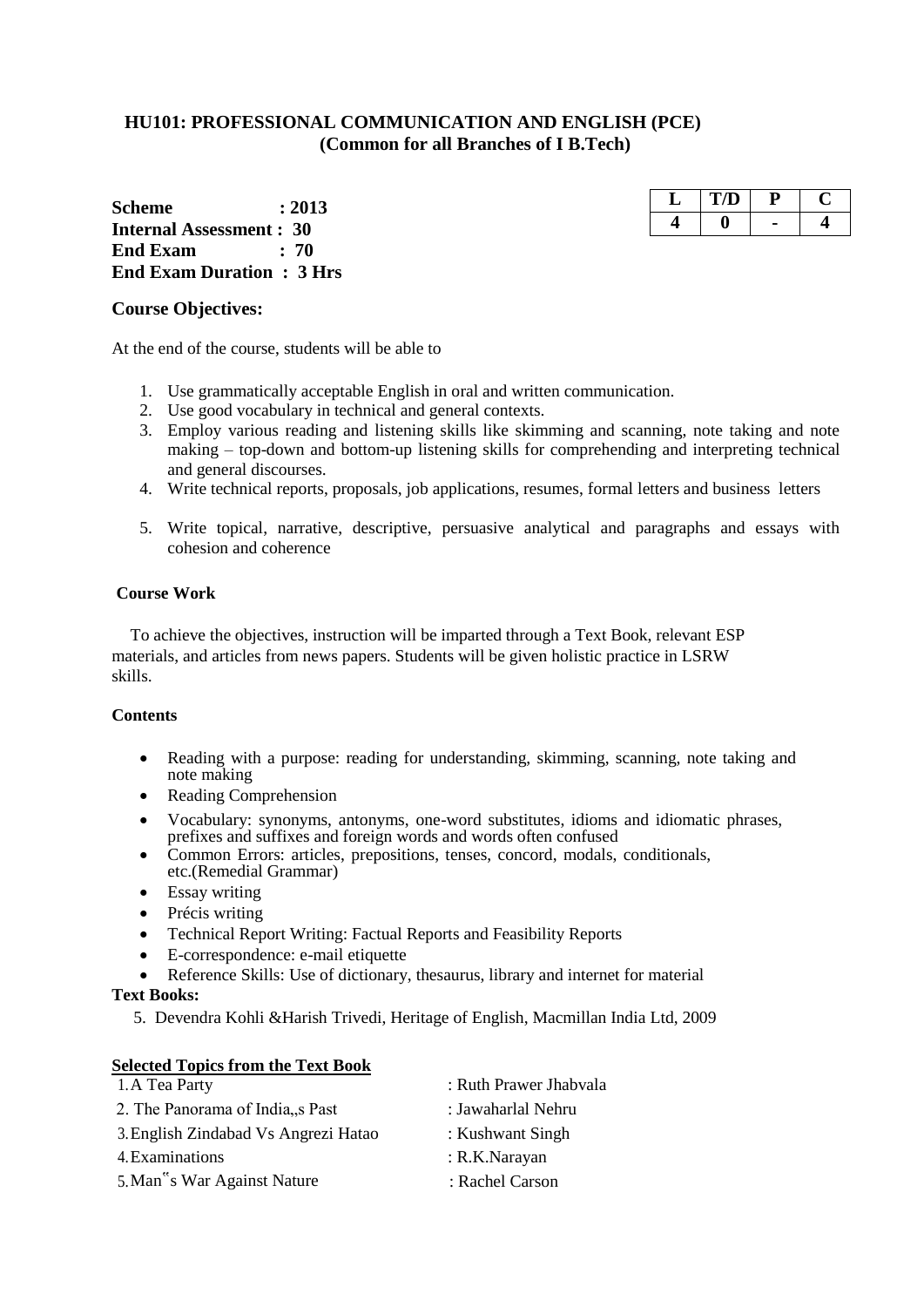# HU101: PROFESSIONAL COMMUNICATION AND ENGLISH (PCE)
## (Common for all Branches of I B.Tech)

**Scheme : 2013**
**Internal Assessment : 30**
**End Exam : 70**
**End Exam Duration : 3 Hrs**

| L | T/D | P | C |
|---|---|---|---|
| 4 | 0 | - | 4 |

### Course Objectives:

At the end of the course, students will be able to

1. Use grammatically acceptable English in oral and written communication.
2. Use good vocabulary in technical and general contexts.
3. Employ various reading and listening skills like skimming and scanning, note taking and note making – top-down and bottom-up listening skills for comprehending and interpreting technical and general discourses.
4. Write technical reports, proposals, job applications, resumes, formal letters and business letters
5. Write topical, narrative, descriptive, persuasive analytical and paragraphs and essays with cohesion and coherence

**Course Work**

To achieve the objectives, instruction will be imparted through a Text Book, relevant ESP materials, and articles from news papers. Students will be given holistic practice in LSRW skills.

**Contents**

- Reading with a purpose: reading for understanding, skimming, scanning, note taking and note making
- Reading Comprehension
- Vocabulary: synonyms, antonyms, one-word substitutes, idioms and idiomatic phrases, prefixes and suffixes and foreign words and words often confused
- Common Errors: articles, prepositions, tenses, concord, modals, conditionals, etc.(Remedial Grammar)
- Essay writing
- Précis writing
- Technical Report Writing: Factual Reports and Feasibility Reports
- E-correspondence: e-mail etiquette
- Reference Skills: Use of dictionary, thesaurus, library and internet for material

**Text Books:**

5. Devendra Kohli &Harish Trivedi, Heritage of English, Macmillan India Ltd, 2009

**Selected Topics from the Text Book**

1. A Tea Party : Ruth Prawer Jhabvala
2. The Panorama of India,,s Past : Jawaharlal Nehru
3. English Zindabad Vs Angrezi Hatao : Kushwant Singh
4. Examinations : R.K.Narayan
5. Man‟s War Against Nature : Rachel Carson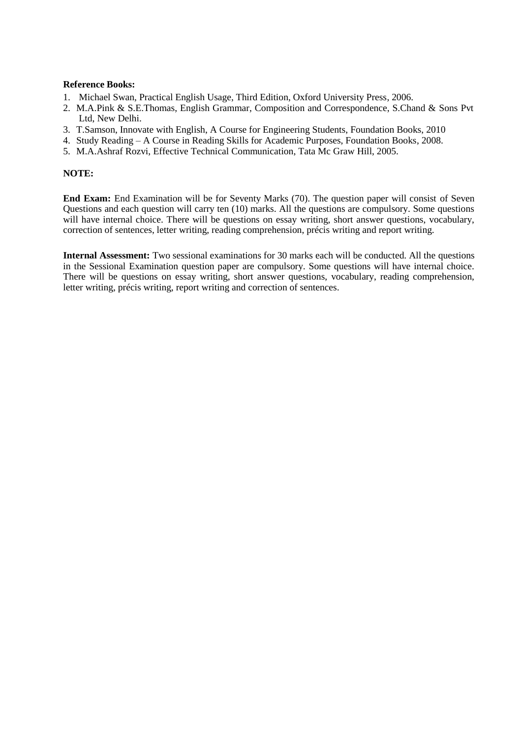**Reference Books:**

1. Michael Swan, Practical English Usage, Third Edition, Oxford University Press, 2006.
2. M.A.Pink & S.E.Thomas, English Grammar, Composition and Correspondence, S.Chand & Sons Pvt Ltd, New Delhi.
3. T.Samson, Innovate with English, A Course for Engineering Students, Foundation Books, 2010
4. Study Reading – A Course in Reading Skills for Academic Purposes, Foundation Books, 2008.
5. M.A.Ashraf Rozvi, Effective Technical Communication, Tata Mc Graw Hill, 2005.

**NOTE:**

**End Exam:** End Examination will be for Seventy Marks (70). The question paper will consist of Seven Questions and each question will carry ten (10) marks. All the questions are compulsory. Some questions will have internal choice. There will be questions on essay writing, short answer questions, vocabulary, correction of sentences, letter writing, reading comprehension, précis writing and report writing.

**Internal Assessment:** Two sessional examinations for 30 marks each will be conducted. All the questions in the Sessional Examination question paper are compulsory. Some questions will have internal choice. There will be questions on essay writing, short answer questions, vocabulary, reading comprehension, letter writing, précis writing, report writing and correction of sentences.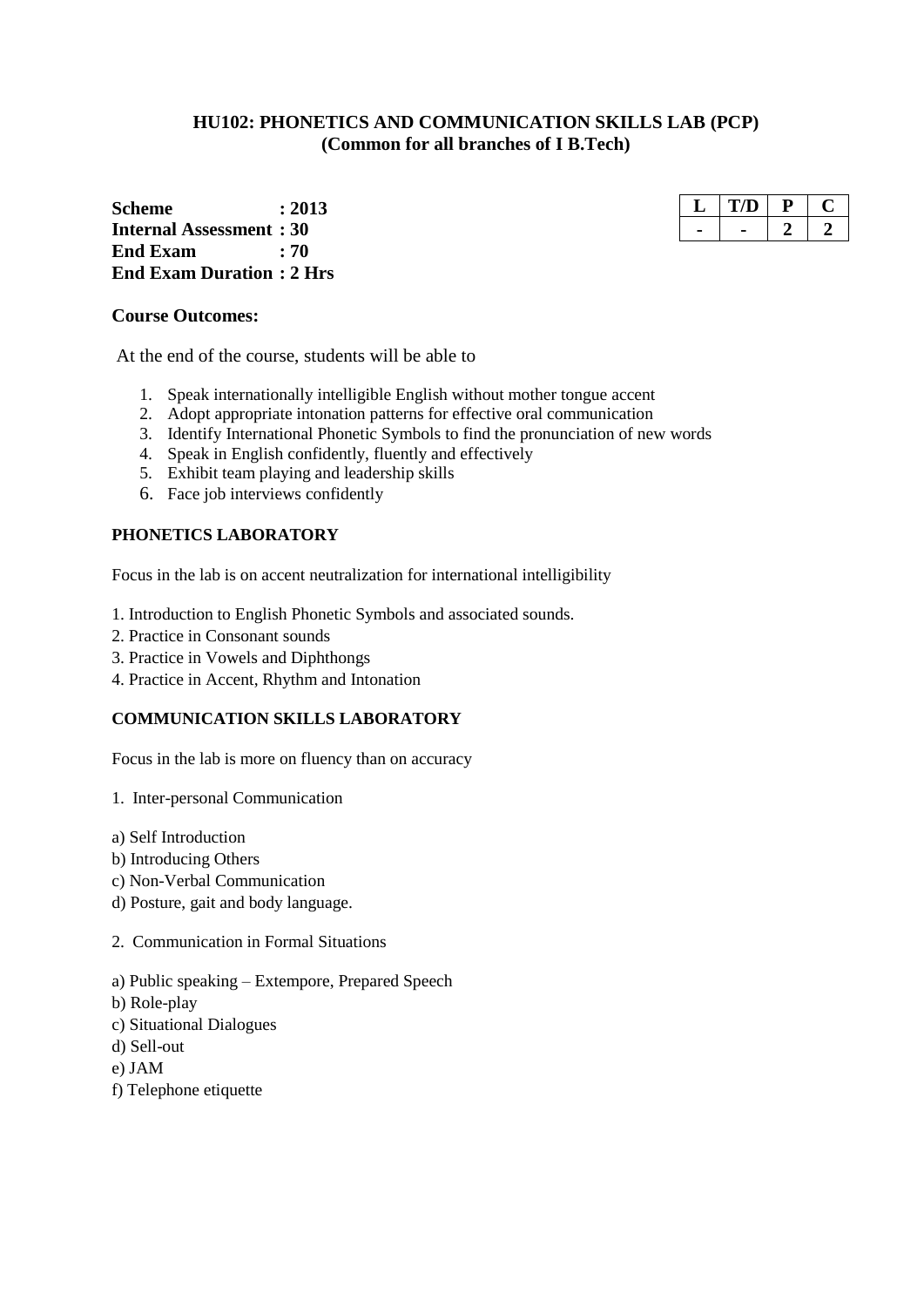**HU102: PHONETICS AND COMMUNICATION SKILLS LAB (PCP)**
**(Common for all branches of I B.Tech)**

**Scheme : 2013**
**Internal Assessment : 30**
**End Exam : 70**
**End Exam Duration : 2 Hrs**

| L | T/D | P | C |
|---|---|---|---|
| - | - | 2 | 2 |

**Course Outcomes:**

At the end of the course, students will be able to

1. Speak internationally intelligible English without mother tongue accent
2. Adopt appropriate intonation patterns for effective oral communication
3. Identify International Phonetic Symbols to find the pronunciation of new words
4. Speak in English confidently, fluently and effectively
5. Exhibit team playing and leadership skills
6. Face job interviews confidently

**PHONETICS LABORATORY**

Focus in the lab is on accent neutralization for international intelligibility

1. Introduction to English Phonetic Symbols and associated sounds.
2. Practice in Consonant sounds
3. Practice in Vowels and Diphthongs
4. Practice in Accent, Rhythm and Intonation

**COMMUNICATION SKILLS LABORATORY**

Focus in the lab is more on fluency than on accuracy

1. Inter-personal Communication

a) Self Introduction
b) Introducing Others
c) Non-Verbal Communication
d) Posture, gait and body language.

2. Communication in Formal Situations

a) Public speaking – Extempore, Prepared Speech
b) Role-play
c) Situational Dialogues
d) Sell-out
e) JAM
f) Telephone etiquette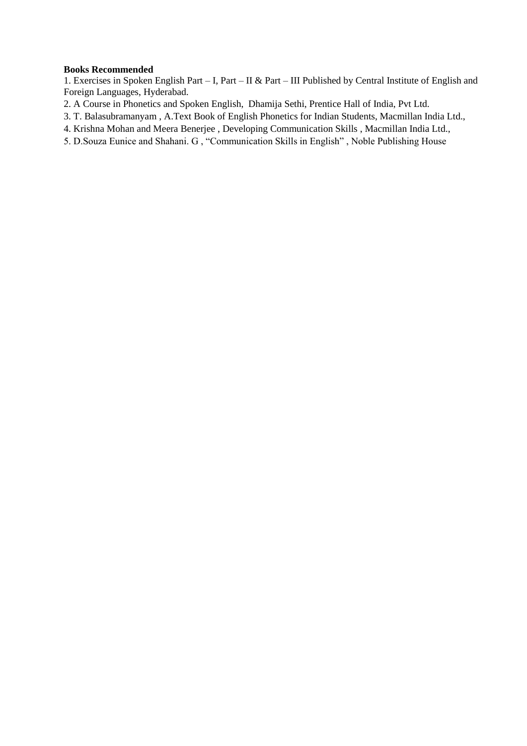**Books Recommended**

1. Exercises in Spoken English Part – I, Part – II & Part – III Published by Central Institute of English and Foreign Languages, Hyderabad.
2. A Course in Phonetics and Spoken English, Dhamija Sethi, Prentice Hall of India, Pvt Ltd.
3. T. Balasubramanyam , A.Text Book of English Phonetics for Indian Students, Macmillan India Ltd.,
4. Krishna Mohan and Meera Benerjee , Developing Communication Skills , Macmillan India Ltd.,
5. D.Souza Eunice and Shahani. G , "Communication Skills in English" , Noble Publishing House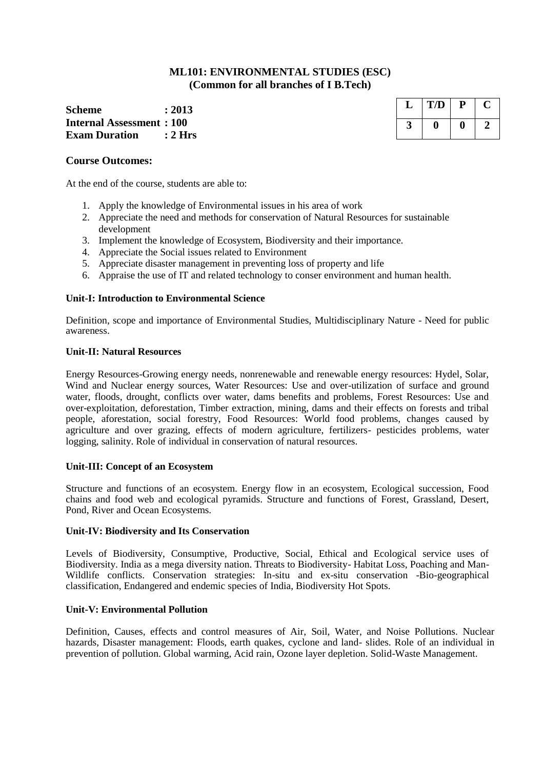## ML101: ENVIRONMENTAL STUDIES (ESC)
## (Common for all branches of I B.Tech)

**Scheme : 2013**
**Internal Assessment : 100**
**Exam Duration : 2 Hrs**

| L | T/D | P | C |
|---|---|---|---|
| 3 | 0 | 0 | 2 |

### Course Outcomes:

At the end of the course, students are able to:

1. Apply the knowledge of Environmental issues in his area of work
2. Appreciate the need and methods for conservation of Natural Resources for sustainable development
3. Implement the knowledge of Ecosystem, Biodiversity and their importance.
4. Appreciate the Social issues related to Environment
5. Appreciate disaster management in preventing loss of property and life
6. Appraise the use of IT and related technology to conser environment and human health.

#### Unit-I: Introduction to Environmental Science

Definition, scope and importance of Environmental Studies, Multidisciplinary Nature - Need for public awareness.

#### Unit-II: Natural Resources

Energy Resources-Growing energy needs, nonrenewable and renewable energy resources: Hydel, Solar, Wind and Nuclear energy sources, Water Resources: Use and over-utilization of surface and ground water, floods, drought, conflicts over water, dams benefits and problems, Forest Resources: Use and over-exploitation, deforestation, Timber extraction, mining, dams and their effects on forests and tribal people, aforestation, social forestry, Food Resources: World food problems, changes caused by agriculture and over grazing, effects of modern agriculture, fertilizers- pesticides problems, water logging, salinity. Role of individual in conservation of natural resources.

#### Unit-III: Concept of an Ecosystem

Structure and functions of an ecosystem. Energy flow in an ecosystem, Ecological succession, Food chains and food web and ecological pyramids. Structure and functions of Forest, Grassland, Desert, Pond, River and Ocean Ecosystems.

#### Unit-IV: Biodiversity and Its Conservation

Levels of Biodiversity, Consumptive, Productive, Social, Ethical and Ecological service uses of Biodiversity. India as a mega diversity nation. Threats to Biodiversity- Habitat Loss, Poaching and Man-Wildlife conflicts. Conservation strategies: In-situ and ex-situ conservation -Bio-geographical classification, Endangered and endemic species of India, Biodiversity Hot Spots.

#### Unit-V: Environmental Pollution

Definition, Causes, effects and control measures of Air, Soil, Water, and Noise Pollutions. Nuclear hazards, Disaster management: Floods, earth quakes, cyclone and land- slides. Role of an individual in prevention of pollution. Global warming, Acid rain, Ozone layer depletion. Solid-Waste Management.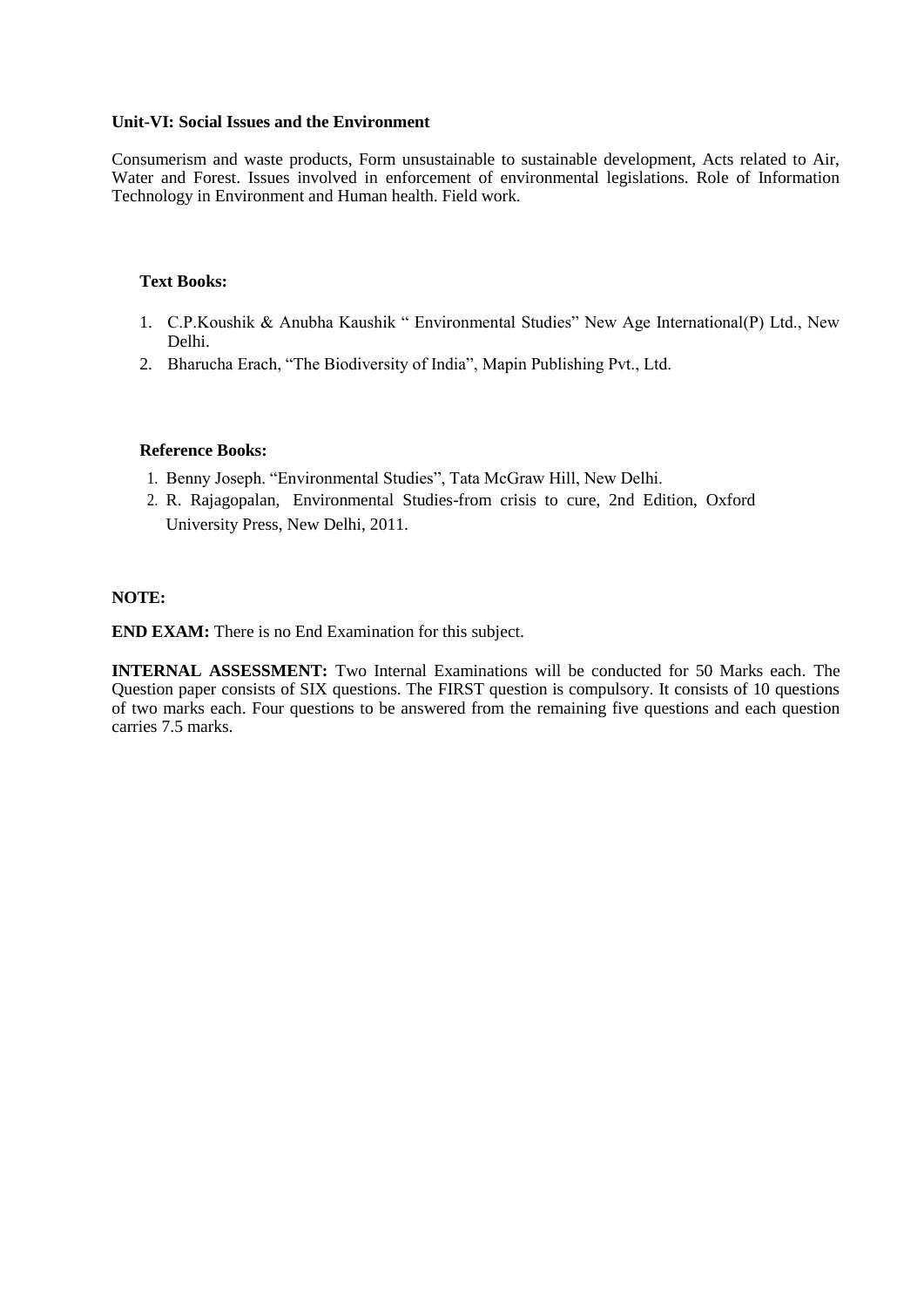**Unit-VI: Social Issues and the Environment**

Consumerism and waste products, Form unsustainable to sustainable development, Acts related to Air, Water and Forest. Issues involved in enforcement of environmental legislations. Role of Information Technology in Environment and Human health. Field work.

**Text Books:**

1. C.P.Koushik & Anubha Kaushik " Environmental Studies" New Age International(P) Ltd., New Delhi.
2. Bharucha Erach, "The Biodiversity of India", Mapin Publishing Pvt., Ltd.

**Reference Books:**

1. Benny Joseph. "Environmental Studies", Tata McGraw Hill, New Delhi.
2. R. Rajagopalan, Environmental Studies-from crisis to cure, 2nd Edition, Oxford University Press, New Delhi, 2011.

**NOTE:**

**END EXAM:** There is no End Examination for this subject.

**INTERNAL ASSESSMENT:** Two Internal Examinations will be conducted for 50 Marks each. The Question paper consists of SIX questions. The FIRST question is compulsory. It consists of 10 questions of two marks each. Four questions to be answered from the remaining five questions and each question carries 7.5 marks.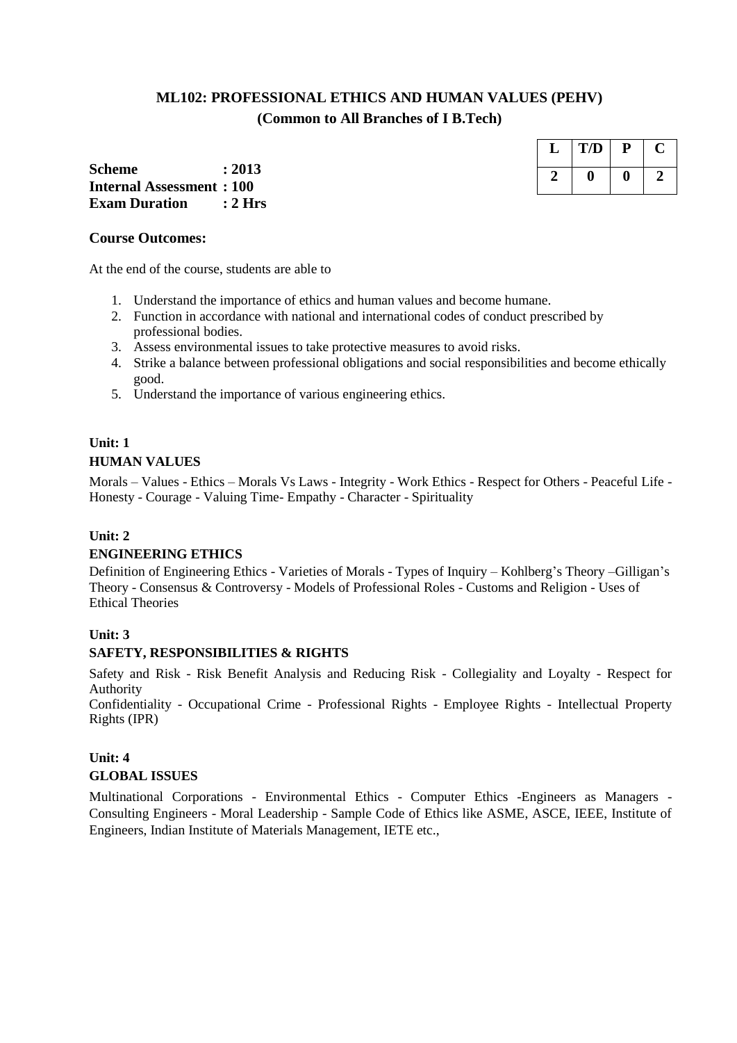# ML102: PROFESSIONAL ETHICS AND HUMAN VALUES (PEHV)

**(Common to All Branches of I B.Tech)**

**Scheme : 2013**
**Internal Assessment : 100**
**Exam Duration : 2 Hrs**

| L | T/D | P | C |
|---|---|---|---|
| 2 | 0 | 0 | 2 |

## Course Outcomes:

At the end of the course, students are able to

1. Understand the importance of ethics and human values and become humane.
2. Function in accordance with national and international codes of conduct prescribed by professional bodies.
3. Assess environmental issues to take protective measures to avoid risks.
4. Strike a balance between professional obligations and social responsibilities and become ethically good.
5. Understand the importance of various engineering ethics.

### Unit: 1

### HUMAN VALUES

Morals – Values - Ethics – Morals Vs Laws - Integrity - Work Ethics - Respect for Others - Peaceful Life - Honesty - Courage - Valuing Time- Empathy - Character - Spirituality

### Unit: 2

### ENGINEERING ETHICS

Definition of Engineering Ethics - Varieties of Morals - Types of Inquiry – Kohlberg's Theory –Gilligan's Theory - Consensus & Controversy - Models of Professional Roles - Customs and Religion - Uses of Ethical Theories

### Unit: 3

### SAFETY, RESPONSIBILITIES & RIGHTS

Safety and Risk - Risk Benefit Analysis and Reducing Risk - Collegiality and Loyalty - Respect for Authority

Confidentiality - Occupational Crime - Professional Rights - Employee Rights - Intellectual Property Rights (IPR)

### Unit: 4

### GLOBAL ISSUES

Multinational Corporations - Environmental Ethics - Computer Ethics -Engineers as Managers - Consulting Engineers - Moral Leadership - Sample Code of Ethics like ASME, ASCE, IEEE, Institute of Engineers, Indian Institute of Materials Management, IETE etc.,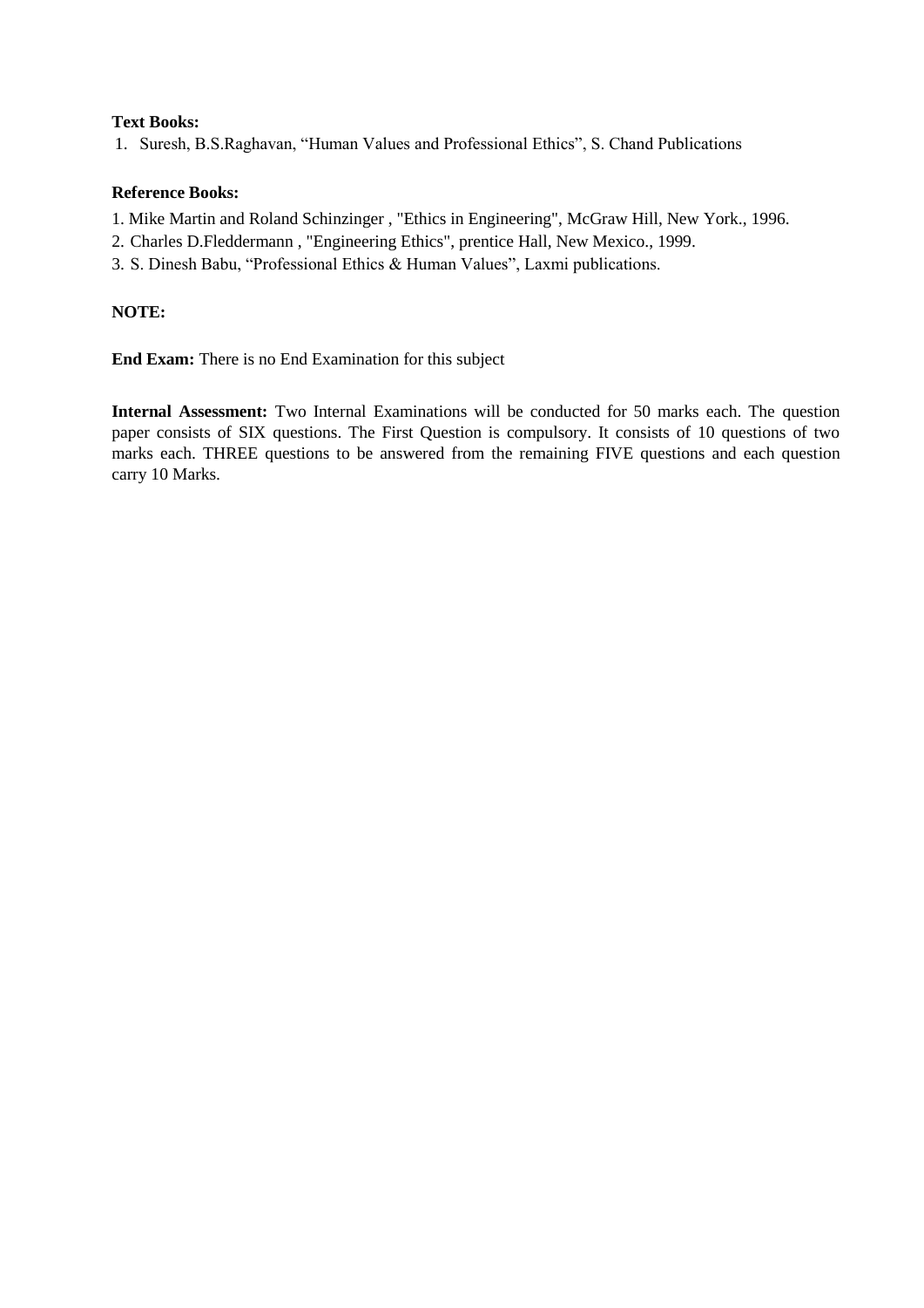**Text Books:**

1. Suresh, B.S.Raghavan, "Human Values and Professional Ethics", S. Chand Publications

**Reference Books:**

1. Mike Martin and Roland Schinzinger , "Ethics in Engineering", McGraw Hill, New York., 1996.
2. Charles D.Fleddermann , "Engineering Ethics", prentice Hall, New Mexico., 1999.
3. S. Dinesh Babu, "Professional Ethics & Human Values", Laxmi publications.

**NOTE:**

**End Exam:** There is no End Examination for this subject

**Internal Assessment:** Two Internal Examinations will be conducted for 50 marks each. The question paper consists of SIX questions. The First Question is compulsory. It consists of 10 questions of two marks each. THREE questions to be answered from the remaining FIVE questions and each question carry 10 Marks.